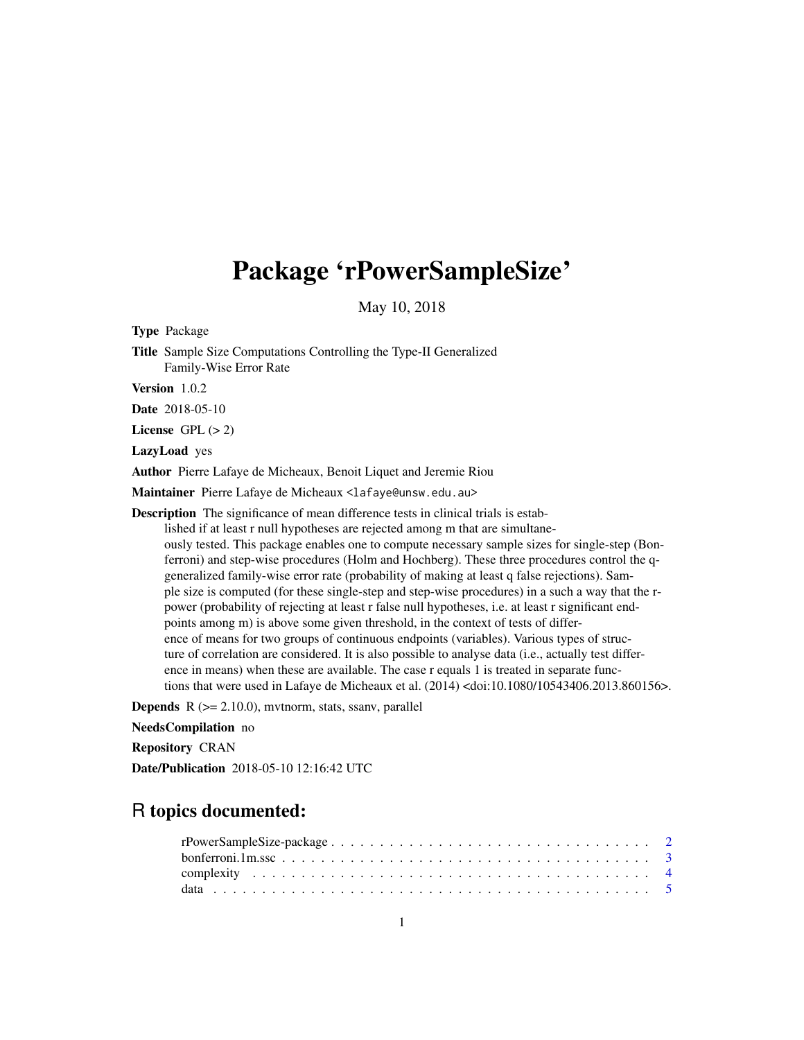# Package 'rPowerSampleSize'

May 10, 2018

**Type** Package

**Title** Sample Size Computations Controlling the Type-II Generalized Family-Wise Error Rate

**Version** 1.0.2

**Date** 2018-05-10

**License** GPL (> 2)

**LazyLoad** yes

**Author** Pierre Lafaye de Micheaux, Benoit Liquet and Jeremie Riou

**Maintainer** Pierre Lafaye de Micheaux <lafaye@unsw.edu.au>

**Description** The significance of mean difference tests in clinical trials is established if at least r null hypotheses are rejected among m that are simultaneously tested. This package enables one to compute necessary sample sizes for single-step (Bonferroni) and step-wise procedures (Holm and Hochberg). These three procedures control the q-generalized family-wise error rate (probability of making at least q false rejections). Sample size is computed (for these single-step and step-wise procedures) in a such a way that the r-power (probability of rejecting at least r false null hypotheses, i.e. at least r significant endpoints among m) is above some given threshold, in the context of tests of difference of means for two groups of continuous endpoints (variables). Various types of structure of correlation are considered. It is also possible to analyse data (i.e., actually test difference in means) when these are available. The case r equals 1 is treated in separate functions that were used in Lafaye de Micheaux et al. (2014) <doi:10.1080/10543406.2013.860156>.

**Depends** R (>= 2.10.0), mvtnorm, stats, ssanv, parallel

**NeedsCompilation** no

**Repository** CRAN

**Date/Publication** 2018-05-10 12:16:42 UTC

## R topics documented:

rPowerSampleSize-package . . . . . . . . . . . . . . . . . . . . . . . . . . . . . . . . 2
bonferroni.1m.ssc . . . . . . . . . . . . . . . . . . . . . . . . . . . . . . . . . . . . 3
complexity . . . . . . . . . . . . . . . . . . . . . . . . . . . . . . . . . . . . . . . . 4
data . . . . . . . . . . . . . . . . . . . . . . . . . . . . . . . . . . . . . . . . . . . 5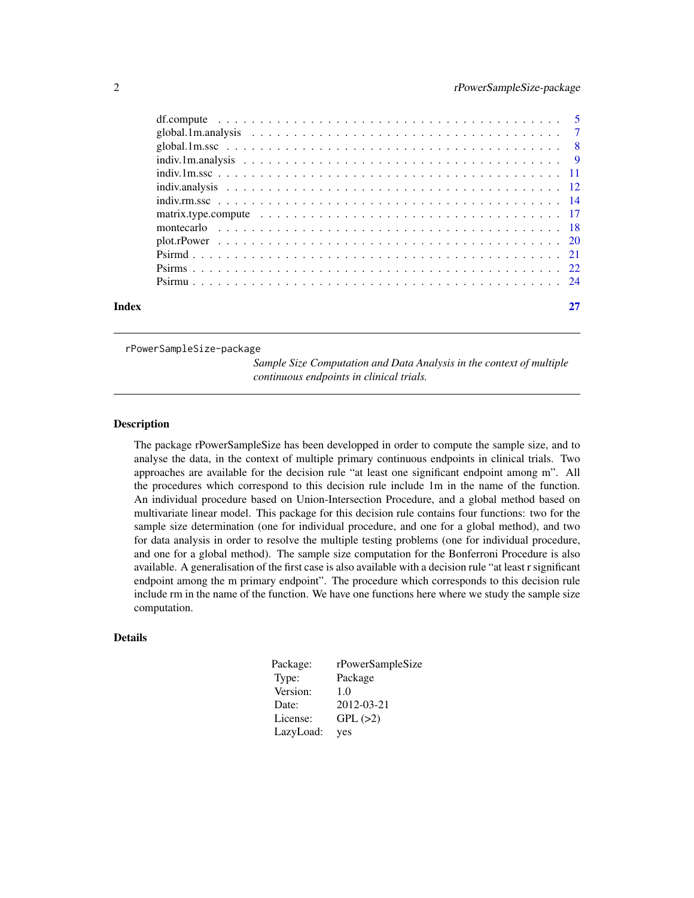| | |
|---|---|
| df.compute | 5 |
| global.1m.analysis | 7 |
| global.1m.ssc | 8 |
| indiv.1m.analysis | 9 |
| indiv.1m.ssc | 11 |
| indiv.analysis | 12 |
| indiv.rm.ssc | 14 |
| matrix.type.compute | 17 |
| montecarlo | 18 |
| plot.rPower | 20 |
| Psirmd | 21 |
| Psirms | 22 |
| Psirmu | 24 |

**Index** 27

---

rPowerSampleSize-package *Sample Size Computation and Data Analysis in the context of multiple continuous endpoints in clinical trials.*

---

## Description

The package rPowerSampleSize has been developped in order to compute the sample size, and to analyse the data, in the context of multiple primary continuous endpoints in clinical trials. Two approaches are available for the decision rule "at least one significant endpoint among m". All the procedures which correspond to this decision rule include 1m in the name of the function. An individual procedure based on Union-Intersection Procedure, and a global method based on multivariate linear model. This package for this decision rule contains four functions: two for the sample size determination (one for individual procedure, and one for a global method), and two for data analysis in order to resolve the multiple testing problems (one for individual procedure, and one for a global method). The sample size computation for the Bonferroni Procedure is also available. A generalisation of the first case is also available with a decision rule "at least r significant endpoint among the m primary endpoint". The procedure which corresponds to this decision rule include rm in the name of the function. We have one functions here where we study the sample size computation.

## Details

| | |
|---|---|
| Package: | rPowerSampleSize |
| Type: | Package |
| Version: | 1.0 |
| Date: | 2012-03-21 |
| License: | GPL (>2) |
| LazyLoad: | yes |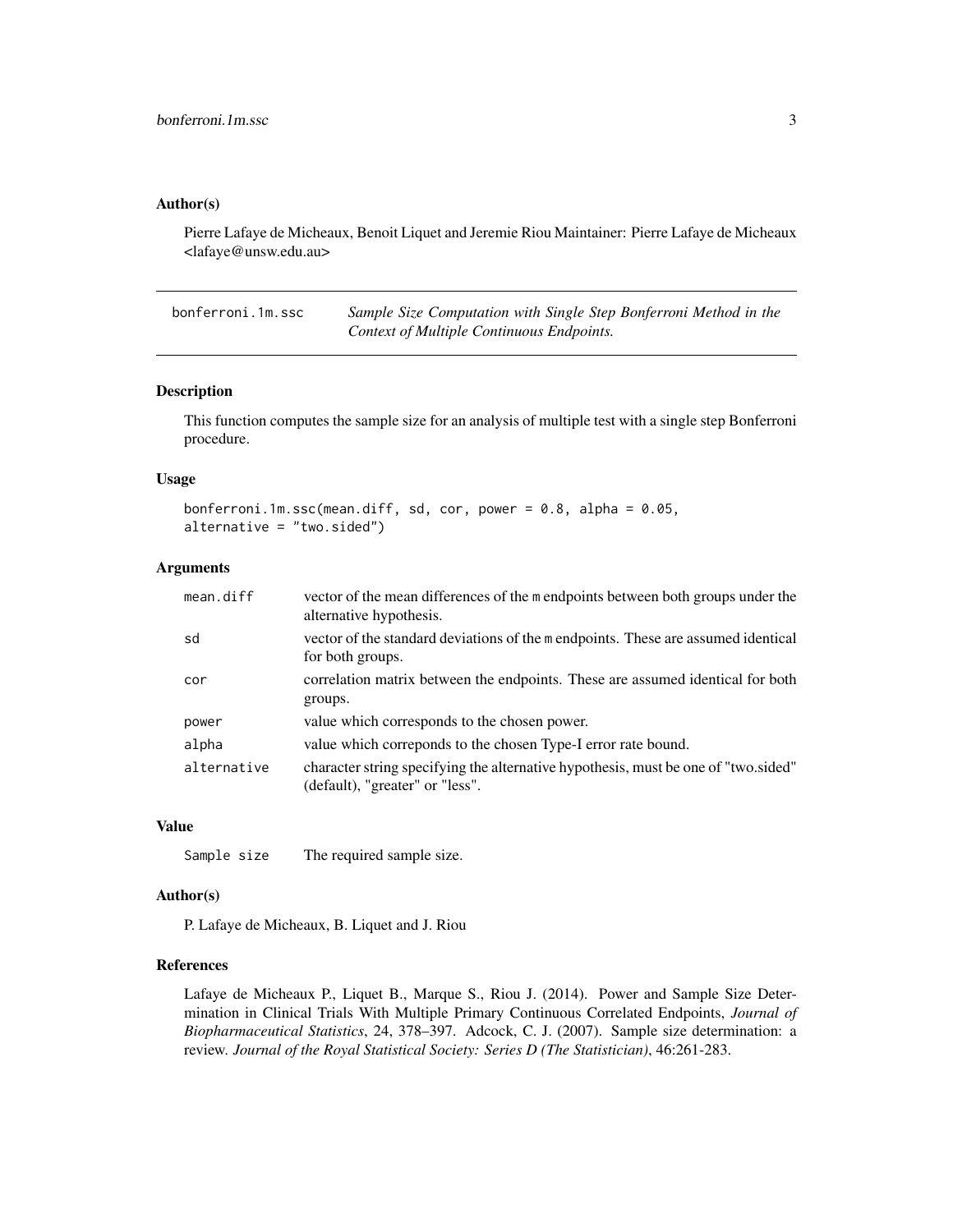### Author(s)

Pierre Lafaye de Micheaux, Benoit Liquet and Jeremie Riou Maintainer: Pierre Lafaye de Micheaux <lafaye@unsw.edu.au>

---

| bonferroni.1m.ssc | *Sample Size Computation with Single Step Bonferroni Method in the Context of Multiple Continuous Endpoints.* |
|---|---|

---

### Description

This function computes the sample size for an analysis of multiple test with a single step Bonferroni procedure.

### Usage

```
bonferroni.1m.ssc(mean.diff, sd, cor, power = 0.8, alpha = 0.05,
alternative = "two.sided")
```

### Arguments

| | |
|---|---|
| `mean.diff` | vector of the mean differences of the `m` endpoints between both groups under the alternative hypothesis. |
| `sd` | vector of the standard deviations of the `m` endpoints. These are assumed identical for both groups. |
| `cor` | correlation matrix between the endpoints. These are assumed identical for both groups. |
| `power` | value which corresponds to the chosen power. |
| `alpha` | value which correponds to the chosen Type-I error rate bound. |
| `alternative` | character string specifying the alternative hypothesis, must be one of "two.sided" (default), "greater" or "less". |

### Value

| | |
|---|---|
| `Sample size` | The required sample size. |

### Author(s)

P. Lafaye de Micheaux, B. Liquet and J. Riou

### References

Lafaye de Micheaux P., Liquet B., Marque S., Riou J. (2014). Power and Sample Size Determination in Clinical Trials With Multiple Primary Continuous Correlated Endpoints, *Journal of Biopharmaceutical Statistics*, 24, 378–397. Adcock, C. J. (2007). Sample size determination: a review. *Journal of the Royal Statistical Society: Series D (The Statistician)*, 46:261-283.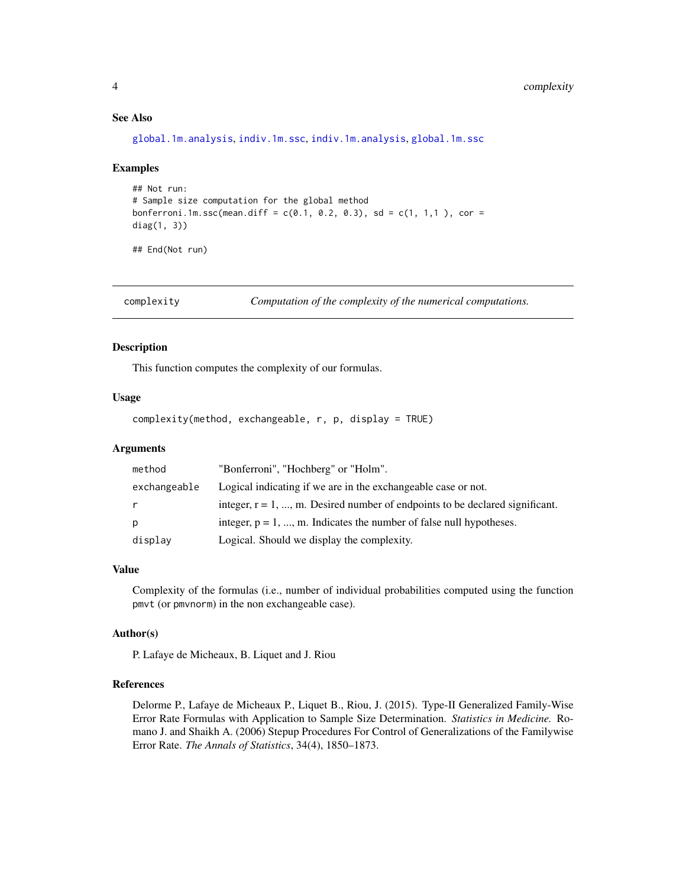### See Also

global.1m.analysis, indiv.1m.ssc, indiv.1m.analysis, global.1m.ssc

### Examples

```
## Not run:
# Sample size computation for the global method
bonferroni.1m.ssc(mean.diff = c(0.1, 0.2, 0.3), sd = c(1, 1,1 ), cor =
diag(1, 3))

## End(Not run)
```

---

## complexity — *Computation of the complexity of the numerical computations.*

### Description

This function computes the complexity of our formulas.

### Usage

```
complexity(method, exchangeable, r, p, display = TRUE)
```

### Arguments

| | |
|---|---|
| `method` | "Bonferroni", "Hochberg" or "Holm". |
| `exchangeable` | Logical indicating if we are in the exchangeable case or not. |
| `r` | integer, r = 1, ..., m. Desired number of endpoints to be declared significant. |
| `p` | integer, p = 1, ..., m. Indicates the number of false null hypotheses. |
| `display` | Logical. Should we display the complexity. |

### Value

Complexity of the formulas (i.e., number of individual probabilities computed using the function `pmvt` (or `pmvnorm`) in the non exchangeable case).

### Author(s)

P. Lafaye de Micheaux, B. Liquet and J. Riou

### References

Delorme P., Lafaye de Micheaux P., Liquet B., Riou, J. (2015). Type-II Generalized Family-Wise Error Rate Formulas with Application to Sample Size Determination. *Statistics in Medicine.* Romano J. and Shaikh A. (2006) Stepup Procedures For Control of Generalizations of the Familywise Error Rate. *The Annals of Statistics*, 34(4), 1850–1873.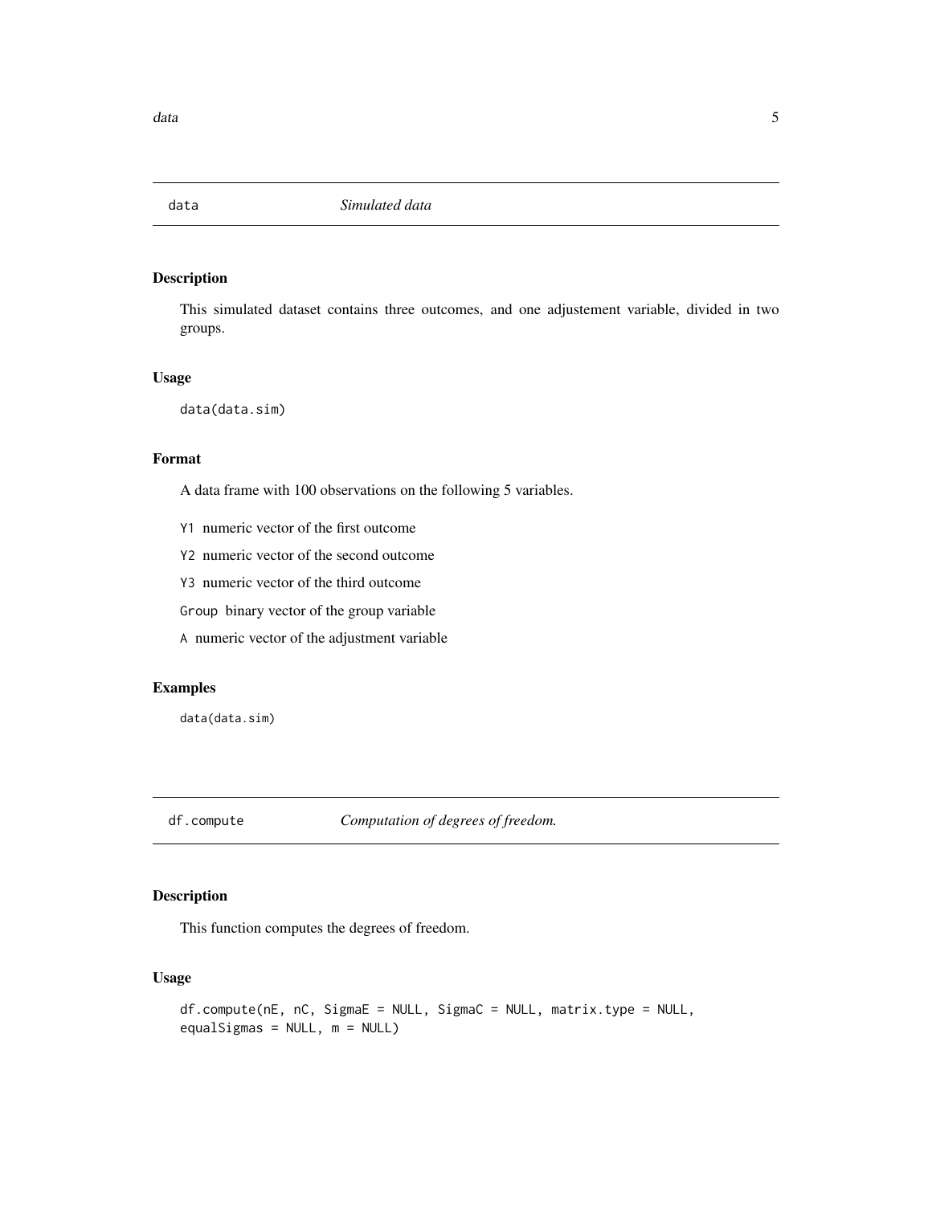## data *Simulated data*

### Description

This simulated dataset contains three outcomes, and one adjustement variable, divided in two groups.

### Usage

```
data(data.sim)
```

### Format

A data frame with 100 observations on the following 5 variables.

- `Y1` numeric vector of the first outcome
- `Y2` numeric vector of the second outcome
- `Y3` numeric vector of the third outcome
- `Group` binary vector of the group variable
- `A` numeric vector of the adjustment variable

### Examples

```
data(data.sim)
```

## df.compute *Computation of degrees of freedom.*

### Description

This function computes the degrees of freedom.

### Usage

```
df.compute(nE, nC, SigmaE = NULL, SigmaC = NULL, matrix.type = NULL,
equalSigmas = NULL, m = NULL)
```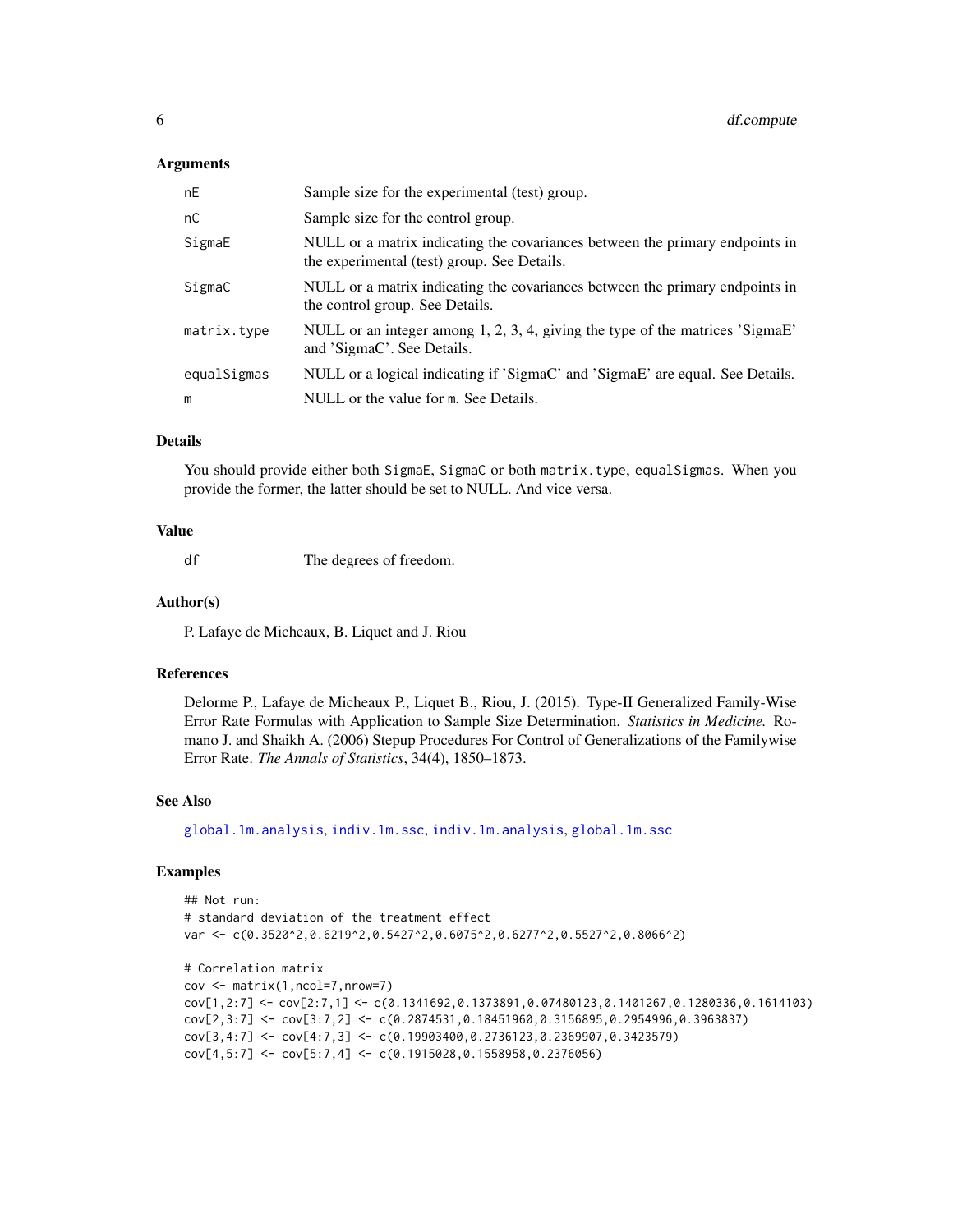## Arguments

| | |
|---|---|
| nE | Sample size for the experimental (test) group. |
| nC | Sample size for the control group. |
| SigmaE | NULL or a matrix indicating the covariances between the primary endpoints in the experimental (test) group. See Details. |
| SigmaC | NULL or a matrix indicating the covariances between the primary endpoints in the control group. See Details. |
| matrix.type | NULL or an integer among 1, 2, 3, 4, giving the type of the matrices 'SigmaE' and 'SigmaC'. See Details. |
| equalSigmas | NULL or a logical indicating if 'SigmaC' and 'SigmaE' are equal. See Details. |
| m | NULL or the value for m. See Details. |

## Details

You should provide either both `SigmaE`, `SigmaC` or both `matrix.type`, `equalSigmas`. When you provide the former, the latter should be set to NULL. And vice versa.

## Value

| | |
|---|---|
| df | The degrees of freedom. |

## Author(s)

P. Lafaye de Micheaux, B. Liquet and J. Riou

## References

Delorme P., Lafaye de Micheaux P., Liquet B., Riou, J. (2015). Type-II Generalized Family-Wise Error Rate Formulas with Application to Sample Size Determination. *Statistics in Medicine.* Romano J. and Shaikh A. (2006) Stepup Procedures For Control of Generalizations of the Familywise Error Rate. *The Annals of Statistics*, 34(4), 1850–1873.

## See Also

global.1m.analysis, indiv.1m.ssc, indiv.1m.analysis, global.1m.ssc

## Examples

```
## Not run:
# standard deviation of the treatment effect
var <- c(0.3520^2,0.6219^2,0.5427^2,0.6075^2,0.6277^2,0.5527^2,0.8066^2)

# Correlation matrix
cov <- matrix(1,ncol=7,nrow=7)
cov[1,2:7] <- cov[2:7,1] <- c(0.1341692,0.1373891,0.07480123,0.1401267,0.1280336,0.1614103)
cov[2,3:7] <- cov[3:7,2] <- c(0.2874531,0.18451960,0.3156895,0.2954996,0.3963837)
cov[3,4:7] <- cov[4:7,3] <- c(0.19903400,0.2736123,0.2369907,0.3423579)
cov[4,5:7] <- cov[5:7,4] <- c(0.1915028,0.1558958,0.2376056)
```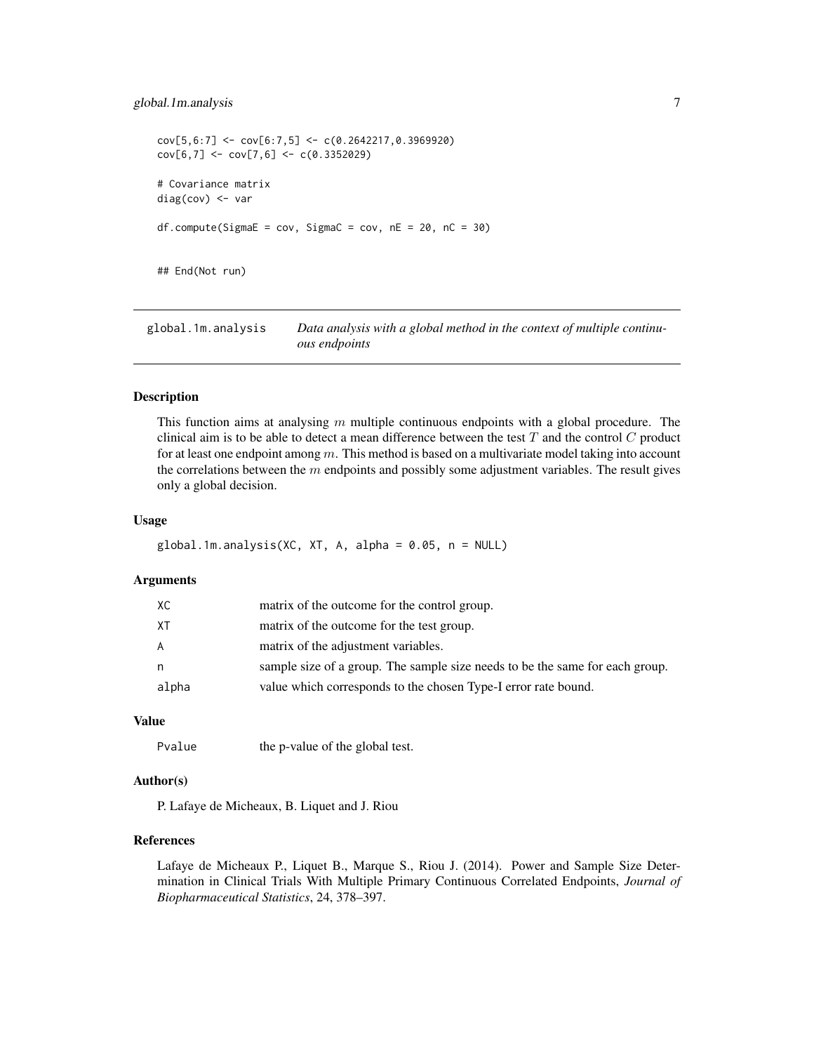```
cov[5,6:7] <- cov[6:7,5] <- c(0.2642217,0.3969920)
cov[6,7] <- cov[7,6] <- c(0.3352029)

# Covariance matrix
diag(cov) <- var

df.compute(SigmaE = cov, SigmaC = cov, nE = 20, nC = 30)


## End(Not run)
```

## global.1m.analysis *Data analysis with a global method in the context of multiple continuous endpoints*

### Description

This function aims at analysing $m$ multiple continuous endpoints with a global procedure. The clinical aim is to be able to detect a mean difference between the test $T$ and the control $C$ product for at least one endpoint among $m$. This method is based on a multivariate model taking into account the correlations between the $m$ endpoints and possibly some adjustment variables. The result gives only a global decision.

### Usage

```
global.1m.analysis(XC, XT, A, alpha = 0.05, n = NULL)
```

### Arguments

| | |
|---|---|
| XC | matrix of the outcome for the control group. |
| XT | matrix of the outcome for the test group. |
| A | matrix of the adjustment variables. |
| n | sample size of a group. The sample size needs to be the same for each group. |
| alpha | value which corresponds to the chosen Type-I error rate bound. |

### Value

| | |
|---|---|
| Pvalue | the p-value of the global test. |

### Author(s)

P. Lafaye de Micheaux, B. Liquet and J. Riou

### References

Lafaye de Micheaux P., Liquet B., Marque S., Riou J. (2014). Power and Sample Size Determination in Clinical Trials With Multiple Primary Continuous Correlated Endpoints, *Journal of Biopharmaceutical Statistics*, 24, 378–397.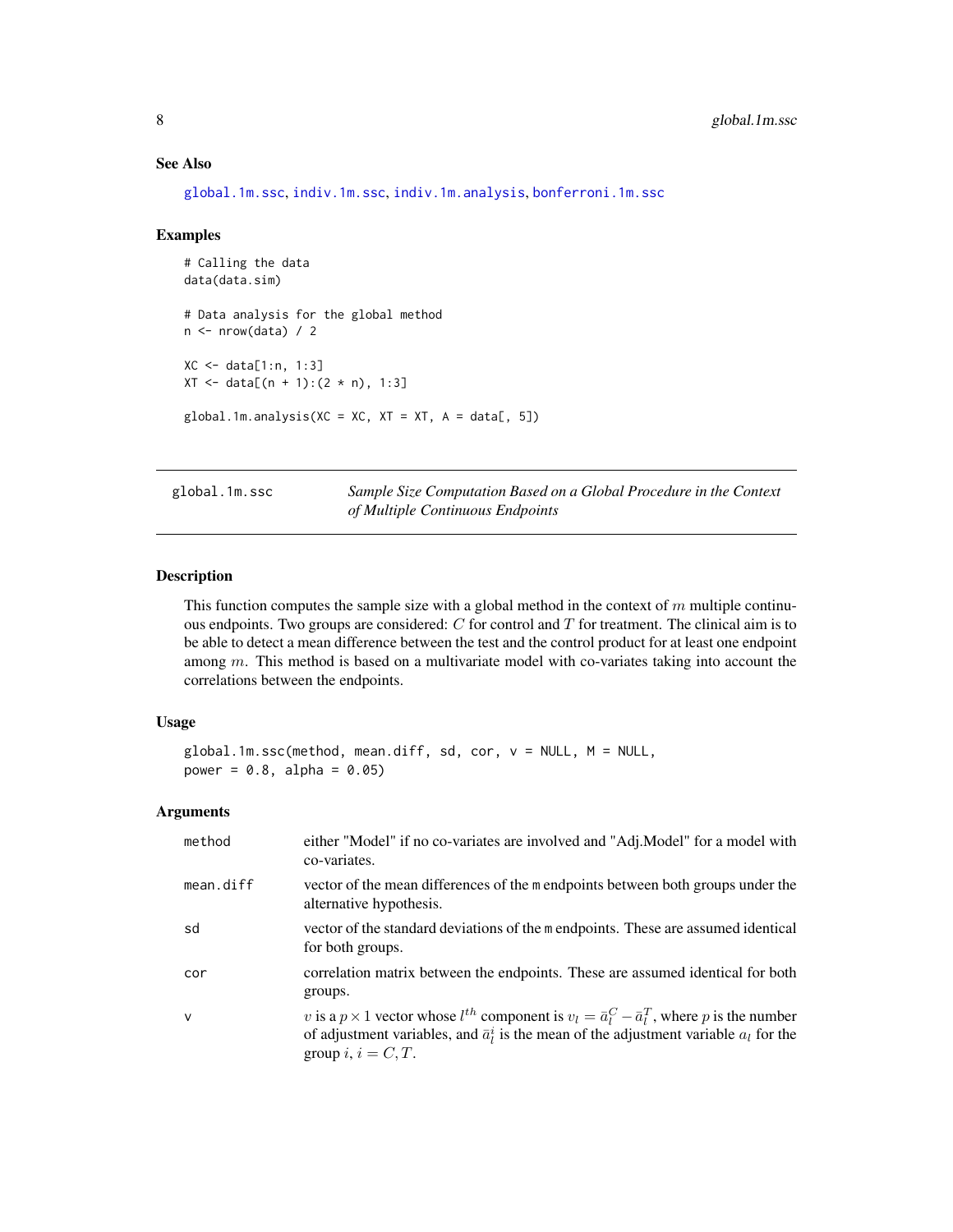### See Also

global.1m.ssc, indiv.1m.ssc, indiv.1m.analysis, bonferroni.1m.ssc

### Examples

```
# Calling the data
data(data.sim)

# Data analysis for the global method
n <- nrow(data) / 2

XC <- data[1:n, 1:3]
XT <- data[(n + 1):(2 * n), 1:3]

global.1m.analysis(XC = XC, XT = XT, A = data[, 5])
```

---

## global.1m.ssc — *Sample Size Computation Based on a Global Procedure in the Context of Multiple Continuous Endpoints*

### Description

This function computes the sample size with a global method in the context of $m$ multiple continuous endpoints. Two groups are considered: $C$ for control and $T$ for treatment. The clinical aim is to be able to detect a mean difference between the test and the control product for at least one endpoint among $m$. This method is based on a multivariate model with co-variates taking into account the correlations between the endpoints.

### Usage

```
global.1m.ssc(method, mean.diff, sd, cor, v = NULL, M = NULL,
power = 0.8, alpha = 0.05)
```

### Arguments

| | |
|---|---|
| method | either "Model" if no co-variates are involved and "Adj.Model" for a model with co-variates. |
| mean.diff | vector of the mean differences of the m endpoints between both groups under the alternative hypothesis. |
| sd | vector of the standard deviations of the m endpoints. These are assumed identical for both groups. |
| cor | correlation matrix between the endpoints. These are assumed identical for both groups. |
| v | $v$ is a $p \times 1$ vector whose $l^{th}$ component is $v_l = \bar{a}_l^C - \bar{a}_l^T$, where $p$ is the number of adjustment variables, and $\bar{a}_l^i$ is the mean of the adjustment variable $a_l$ for the group $i$, $i = C, T$. |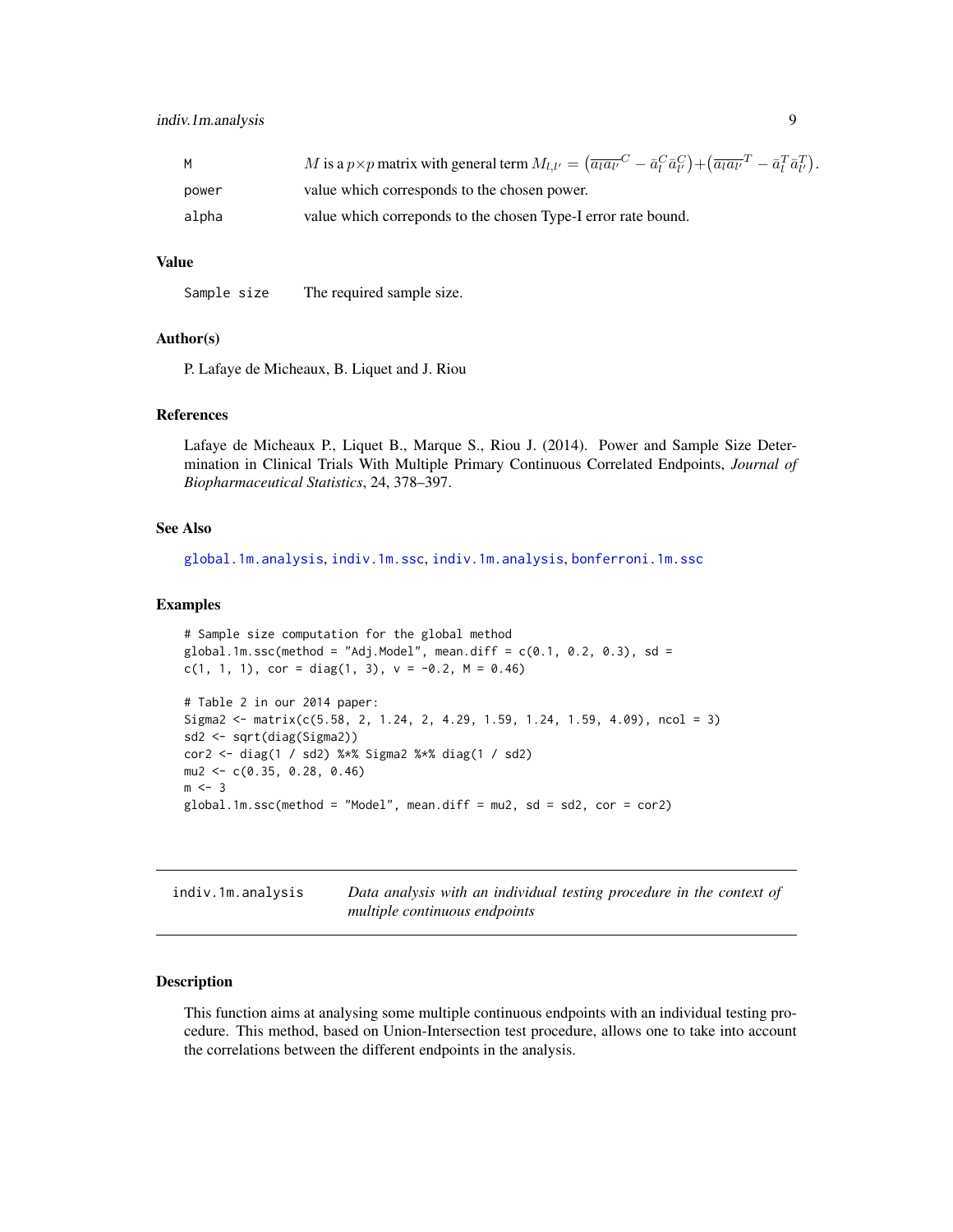| | |
|---|---|
| M | $M$ is a $p \times p$ matrix with general term $M_{l,l'} = \left(\overline{a_l a_{l'}}^C - \bar{a}_l^C \bar{a}_{l'}^C\right) + \left(\overline{a_l a_{l'}}^T - \bar{a}_l^T \bar{a}_{l'}^T\right)$. |
| power | value which corresponds to the chosen power. |
| alpha | value which correponds to the chosen Type-I error rate bound. |

### Value

| | |
|---|---|
| Sample size | The required sample size. |

### Author(s)

P. Lafaye de Micheaux, B. Liquet and J. Riou

### References

Lafaye de Micheaux P., Liquet B., Marque S., Riou J. (2014). Power and Sample Size Determination in Clinical Trials With Multiple Primary Continuous Correlated Endpoints, *Journal of Biopharmaceutical Statistics*, 24, 378–397.

### See Also

global.1m.analysis, indiv.1m.ssc, indiv.1m.analysis, bonferroni.1m.ssc

### Examples

```
# Sample size computation for the global method
global.1m.ssc(method = "Adj.Model", mean.diff = c(0.1, 0.2, 0.3), sd =
c(1, 1, 1), cor = diag(1, 3), v = -0.2, M = 0.46)

# Table 2 in our 2014 paper:
Sigma2 <- matrix(c(5.58, 2, 1.24, 2, 4.29, 1.59, 1.24, 1.59, 4.09), ncol = 3)
sd2 <- sqrt(diag(Sigma2))
cor2 <- diag(1 / sd2) %*% Sigma2 %*% diag(1 / sd2)
mu2 <- c(0.35, 0.28, 0.46)
m <- 3
global.1m.ssc(method = "Model", mean.diff = mu2, sd = sd2, cor = cor2)
```

---

## indiv.1m.analysis — *Data analysis with an individual testing procedure in the context of multiple continuous endpoints*

---

### Description

This function aims at analysing some multiple continuous endpoints with an individual testing procedure. This method, based on Union-Intersection test procedure, allows one to take into account the correlations between the different endpoints in the analysis.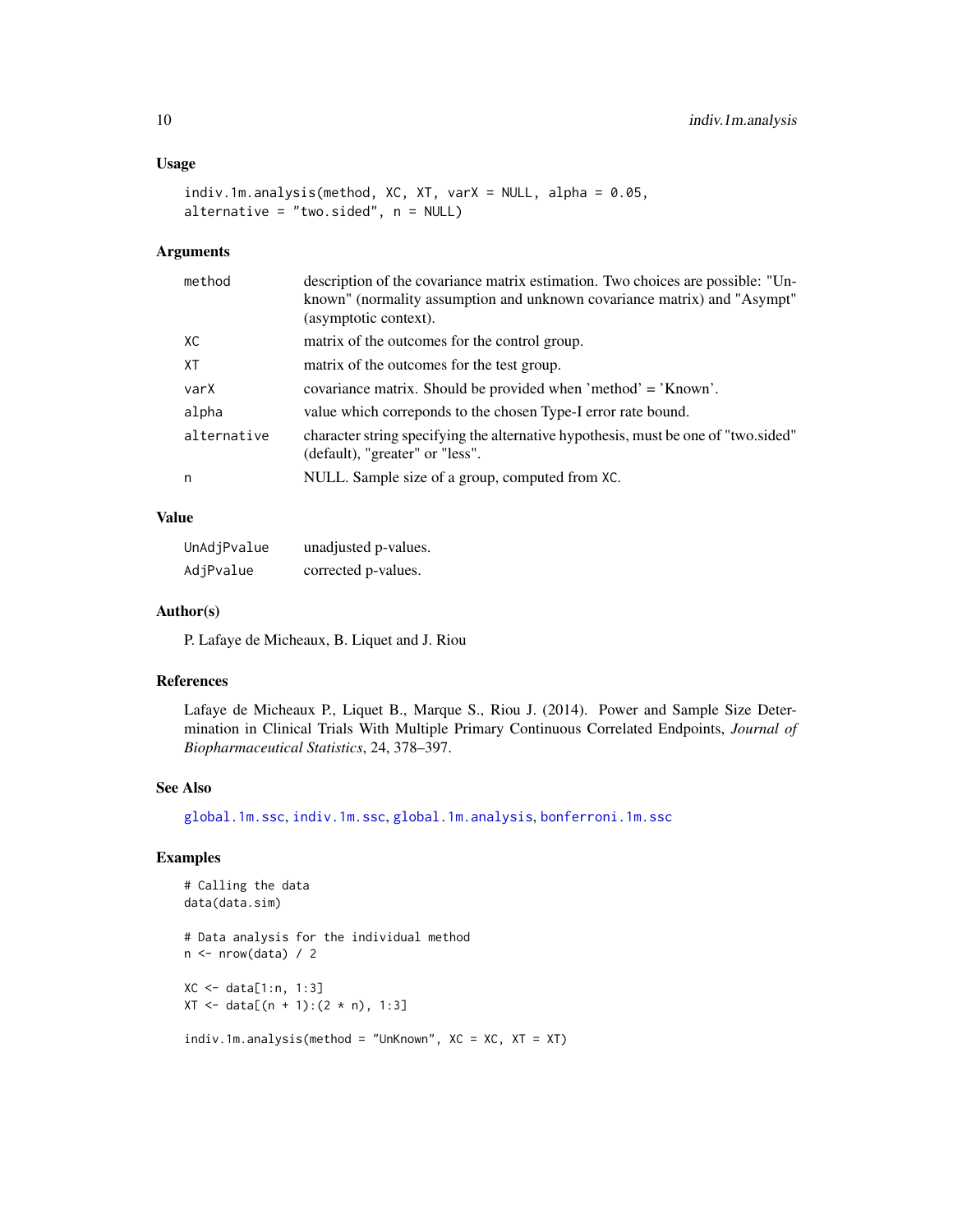## Usage

```
indiv.1m.analysis(method, XC, XT, varX = NULL, alpha = 0.05,
alternative = "two.sided", n = NULL)
```

## Arguments

| | |
|---|---|
| method | description of the covariance matrix estimation. Two choices are possible: "Unknown" (normality assumption and unknown covariance matrix) and "Asympt" (asymptotic context). |
| XC | matrix of the outcomes for the control group. |
| XT | matrix of the outcomes for the test group. |
| varX | covariance matrix. Should be provided when 'method' = 'Known'. |
| alpha | value which correponds to the chosen Type-I error rate bound. |
| alternative | character string specifying the alternative hypothesis, must be one of "two.sided" (default), "greater" or "less". |
| n | NULL. Sample size of a group, computed from XC. |

## Value

| | |
|---|---|
| UnAdjPvalue | unadjusted p-values. |
| AdjPvalue | corrected p-values. |

## Author(s)

P. Lafaye de Micheaux, B. Liquet and J. Riou

## References

Lafaye de Micheaux P., Liquet B., Marque S., Riou J. (2014). Power and Sample Size Determination in Clinical Trials With Multiple Primary Continuous Correlated Endpoints, *Journal of Biopharmaceutical Statistics*, 24, 378–397.

## See Also

global.1m.ssc, indiv.1m.ssc, global.1m.analysis, bonferroni.1m.ssc

## Examples

```
# Calling the data
data(data.sim)

# Data analysis for the individual method
n <- nrow(data) / 2

XC <- data[1:n, 1:3]
XT <- data[(n + 1):(2 * n), 1:3]

indiv.1m.analysis(method = "UnKnown", XC = XC, XT = XT)
```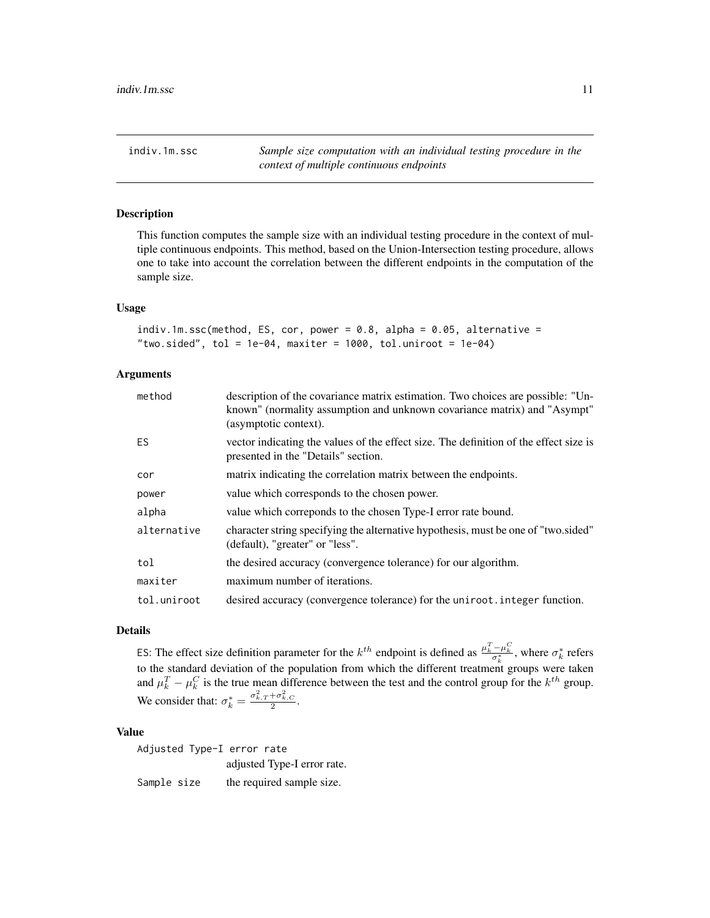## indiv.1m.ssc — *Sample size computation with an individual testing procedure in the context of multiple continuous endpoints*

### Description

This function computes the sample size with an individual testing procedure in the context of multiple continuous endpoints. This method, based on the Union-Intersection testing procedure, allows one to take into account the correlation between the different endpoints in the computation of the sample size.

### Usage

```
indiv.1m.ssc(method, ES, cor, power = 0.8, alpha = 0.05, alternative =
"two.sided", tol = 1e-04, maxiter = 1000, tol.uniroot = 1e-04)
```

### Arguments

| Argument | Description |
|---|---|
| method | description of the covariance matrix estimation. Two choices are possible: "Unknown" (normality assumption and unknown covariance matrix) and "Asympt" (asymptotic context). |
| ES | vector indicating the values of the effect size. The definition of the effect size is presented in the "Details" section. |
| cor | matrix indicating the correlation matrix between the endpoints. |
| power | value which corresponds to the chosen power. |
| alpha | value which correponds to the chosen Type-I error rate bound. |
| alternative | character string specifying the alternative hypothesis, must be one of "two.sided" (default), "greater" or "less". |
| tol | the desired accuracy (convergence tolerance) for our algorithm. |
| maxiter | maximum number of iterations. |
| tol.uniroot | desired accuracy (convergence tolerance) for the `uniroot.integer` function. |

### Details

ES: The effect size definition parameter for the $k^{th}$ endpoint is defined as $\frac{\mu_k^T - \mu_k^C}{\sigma_k^*}$, where $\sigma_k^*$ refers to the standard deviation of the population from which the different treatment groups were taken and $\mu_k^T - \mu_k^C$ is the true mean difference between the test and the control group for the $k^{th}$ group. We consider that: $\sigma_k^* = \frac{\sigma_{k,T}^2 + \sigma_{k,C}^2}{2}$.

### Value

| | |
|---|---|
| Adjusted Type-I error rate | adjusted Type-I error rate. |
| Sample size | the required sample size. |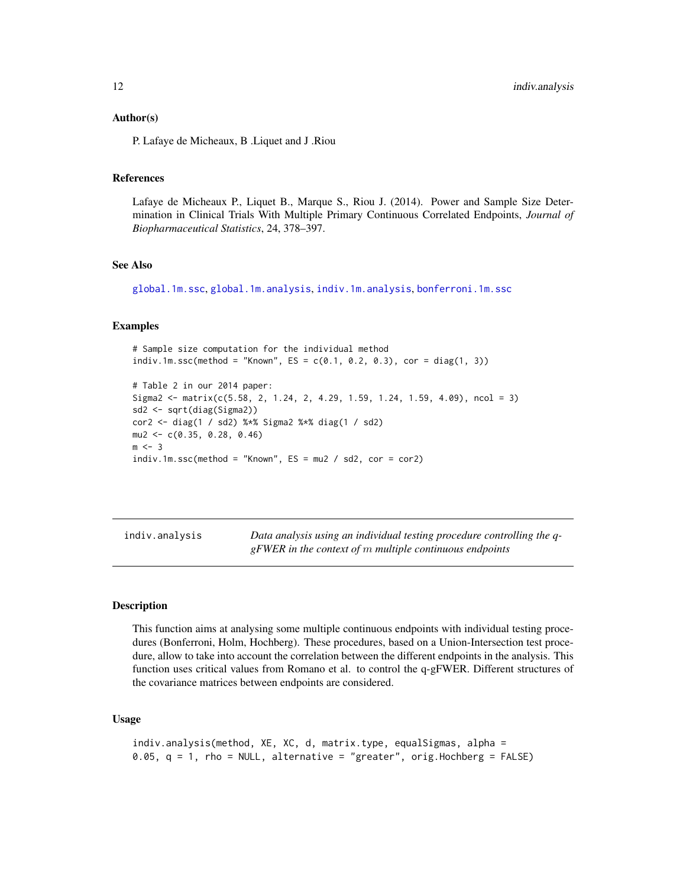## Author(s)

P. Lafaye de Micheaux, B .Liquet and J .Riou

## References

Lafaye de Micheaux P., Liquet B., Marque S., Riou J. (2014). Power and Sample Size Determination in Clinical Trials With Multiple Primary Continuous Correlated Endpoints, *Journal of Biopharmaceutical Statistics*, 24, 378–397.

## See Also

global.1m.ssc, global.1m.analysis, indiv.1m.analysis, bonferroni.1m.ssc

## Examples

```
# Sample size computation for the individual method
indiv.1m.ssc(method = "Known", ES = c(0.1, 0.2, 0.3), cor = diag(1, 3))

# Table 2 in our 2014 paper:
Sigma2 <- matrix(c(5.58, 2, 1.24, 2, 4.29, 1.59, 1.24, 1.59, 4.09), ncol = 3)
sd2 <- sqrt(diag(Sigma2))
cor2 <- diag(1 / sd2) %*% Sigma2 %*% diag(1 / sd2)
mu2 <- c(0.35, 0.28, 0.46)
m <- 3
indiv.1m.ssc(method = "Known", ES = mu2 / sd2, cor = cor2)
```

---

# indiv.analysis — *Data analysis using an individual testing procedure controlling the q-gFWER in the context of $m$ multiple continuous endpoints*

## Description

This function aims at analysing some multiple continuous endpoints with individual testing procedures (Bonferroni, Holm, Hochberg). These procedures, based on a Union-Intersection test procedure, allow to take into account the correlation between the different endpoints in the analysis. This function uses critical values from Romano et al. to control the q-gFWER. Different structures of the covariance matrices between endpoints are considered.

## Usage

```
indiv.analysis(method, XE, XC, d, matrix.type, equalSigmas, alpha =
0.05, q = 1, rho = NULL, alternative = "greater", orig.Hochberg = FALSE)
```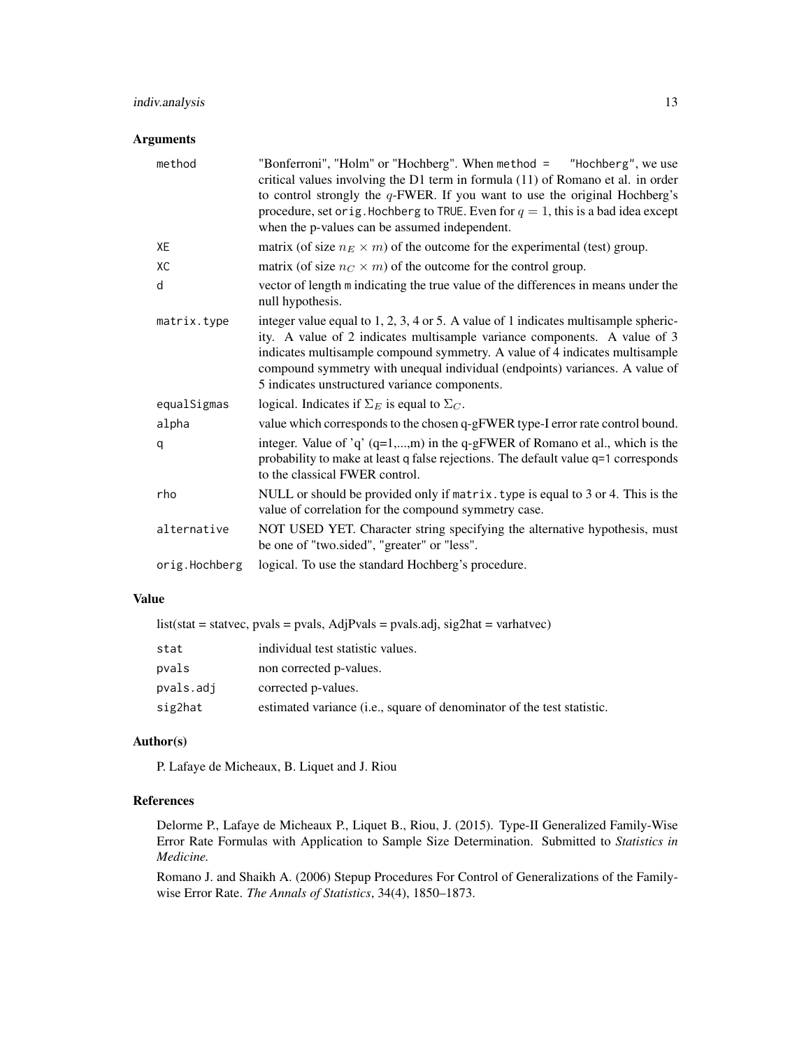## Arguments

| | |
|---|---|
| method | "Bonferroni", "Holm" or "Hochberg". When method = "Hochberg", we use critical values involving the D1 term in formula (11) of Romano et al. in order to control strongly the $q$-FWER. If you want to use the original Hochberg's procedure, set orig.Hochberg to TRUE. Even for $q = 1$, this is a bad idea except when the p-values can be assumed independent. |
| XE | matrix (of size $n_E \times m$) of the outcome for the experimental (test) group. |
| XC | matrix (of size $n_C \times m$) of the outcome for the control group. |
| d | vector of length m indicating the true value of the differences in means under the null hypothesis. |
| matrix.type | integer value equal to 1, 2, 3, 4 or 5. A value of 1 indicates multisample sphericity. A value of 2 indicates multisample variance components. A value of 3 indicates multisample compound symmetry. A value of 4 indicates multisample compound symmetry with unequal individual (endpoints) variances. A value of 5 indicates unstructured variance components. |
| equalSigmas | logical. Indicates if $\Sigma_E$ is equal to $\Sigma_C$. |
| alpha | value which corresponds to the chosen q-gFWER type-I error rate control bound. |
| q | integer. Value of 'q' (q=1,...,m) in the q-gFWER of Romano et al., which is the probability to make at least q false rejections. The default value q=1 corresponds to the classical FWER control. |
| rho | NULL or should be provided only if matrix.type is equal to 3 or 4. This is the value of correlation for the compound symmetry case. |
| alternative | NOT USED YET. Character string specifying the alternative hypothesis, must be one of "two.sided", "greater" or "less". |
| orig.Hochberg | logical. To use the standard Hochberg's procedure. |

## Value

list(stat = statvec, pvals = pvals, AdjPvals = pvals.adj, sig2hat = varhatvec)

| | |
|---|---|
| stat | individual test statistic values. |
| pvals | non corrected p-values. |
| pvals.adj | corrected p-values. |
| sig2hat | estimated variance (i.e., square of denominator of the test statistic. |

## Author(s)

P. Lafaye de Micheaux, B. Liquet and J. Riou

## References

Delorme P., Lafaye de Micheaux P., Liquet B., Riou, J. (2015). Type-II Generalized Family-Wise Error Rate Formulas with Application to Sample Size Determination. Submitted to *Statistics in Medicine.*

Romano J. and Shaikh A. (2006) Stepup Procedures For Control of Generalizations of the Family-wise Error Rate. *The Annals of Statistics*, 34(4), 1850–1873.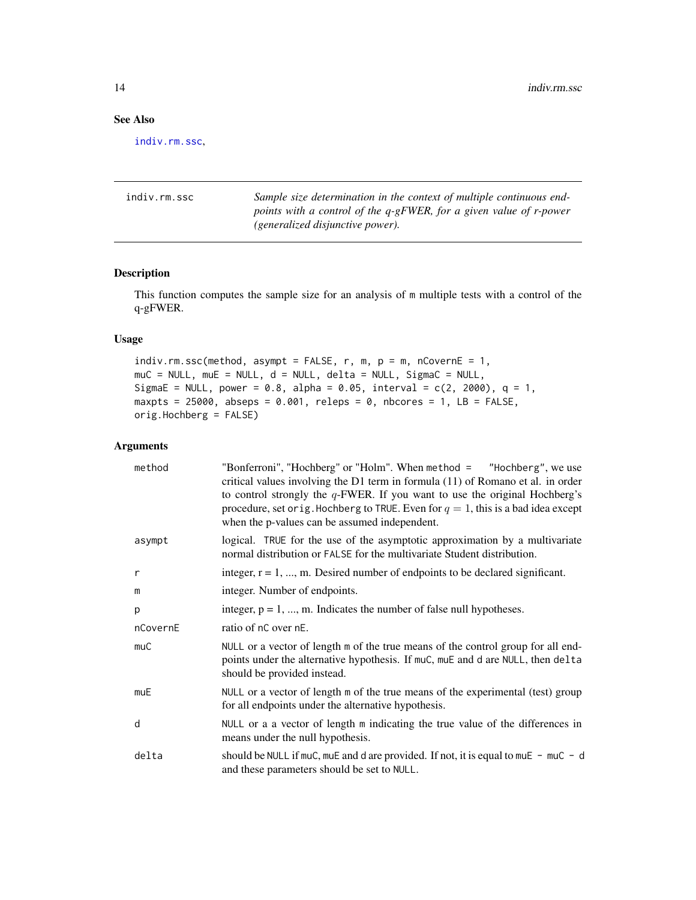## See Also

indiv.rm.ssc,

---

indiv.rm.ssc *Sample size determination in the context of multiple continuous endpoints with a control of the q-gFWER, for a given value of r-power (generalized disjunctive power).*

---

### Description

This function computes the sample size for an analysis of m multiple tests with a control of the q-gFWER.

### Usage

```
indiv.rm.ssc(method, asympt = FALSE, r, m, p = m, nCovernE = 1,
muC = NULL, muE = NULL, d = NULL, delta = NULL, SigmaC = NULL,
SigmaE = NULL, power = 0.8, alpha = 0.05, interval = c(2, 2000), q = 1,
maxpts = 25000, abseps = 0.001, releps = 0, nbcores = 1, LB = FALSE,
orig.Hochberg = FALSE)
```

### Arguments

| | |
|---|---|
| method | "Bonferroni", "Hochberg" or "Holm". When method = "Hochberg", we use critical values involving the D1 term in formula (11) of Romano et al. in order to control strongly the $q$-FWER. If you want to use the original Hochberg's procedure, set orig.Hochberg to TRUE. Even for $q = 1$, this is a bad idea except when the p-values can be assumed independent. |
| asympt | logical. TRUE for the use of the asymptotic approximation by a multivariate normal distribution or FALSE for the multivariate Student distribution. |
| r | integer, r = 1, ..., m. Desired number of endpoints to be declared significant. |
| m | integer. Number of endpoints. |
| p | integer, p = 1, ..., m. Indicates the number of false null hypotheses. |
| nCovernE | ratio of nC over nE. |
| muC | NULL or a vector of length m of the true means of the control group for all endpoints under the alternative hypothesis. If muC, muE and d are NULL, then delta should be provided instead. |
| muE | NULL or a vector of length m of the true means of the experimental (test) group for all endpoints under the alternative hypothesis. |
| d | NULL or a a vector of length m indicating the true value of the differences in means under the null hypothesis. |
| delta | should be NULL if muC, muE and d are provided. If not, it is equal to muE - muC - d and these parameters should be set to NULL. |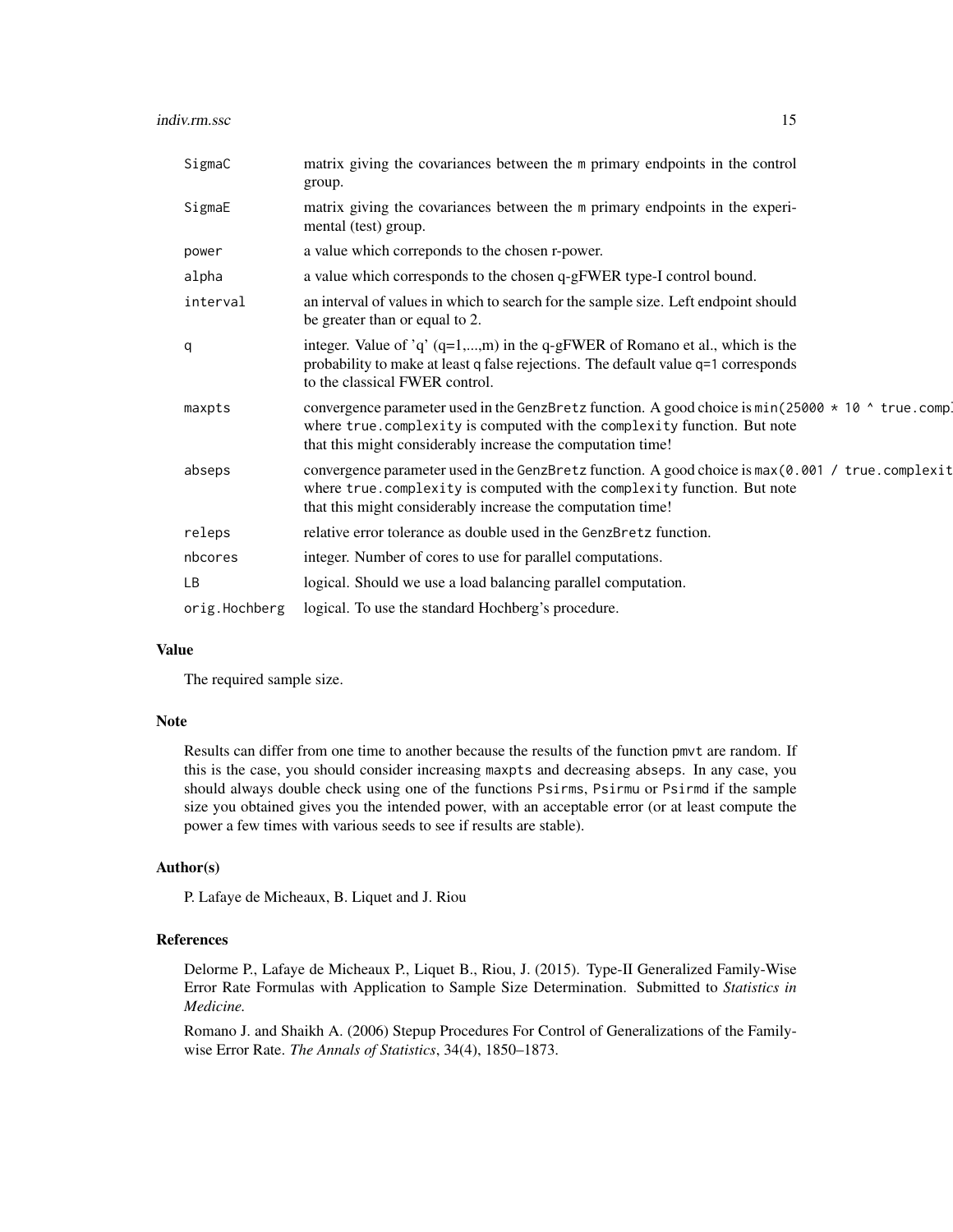| | |
|---|---|
| SigmaC | matrix giving the covariances between the m primary endpoints in the control group. |
| SigmaE | matrix giving the covariances between the m primary endpoints in the experimental (test) group. |
| power | a value which correpondes to the chosen r-power. |
| alpha | a value which corresponds to the chosen q-gFWER type-I control bound. |
| interval | an interval of values in which to search for the sample size. Left endpoint should be greater than or equal to 2. |
| q | integer. Value of 'q' (q=1,...,m) in the q-gFWER of Romano et al., which is the probability to make at least q false rejections. The default value q=1 corresponds to the classical FWER control. |
| maxpts | convergence parameter used in the GenzBretz function. A good choice is `min(25000 * 10 ^ true.comp` where `true.complexity` is computed with the `complexity` function. But note that this might considerably increase the computation time! |
| abseps | convergence parameter used in the GenzBretz function. A good choice is `max(0.001 / true.complexit` where `true.complexity` is computed with the `complexity` function. But note that this might considerably increase the computation time! |
| releps | relative error tolerance as double used in the GenzBretz function. |
| nbcores | integer. Number of cores to use for parallel computations. |
| LB | logical. Should we use a load balancing parallel computation. |
| orig.Hochberg | logical. To use the standard Hochberg's procedure. |

### Value

The required sample size.

### Note

Results can differ from one time to another because the results of the function `pmvt` are random. If this is the case, you should consider increasing `maxpts` and decreasing `abseps`. In any case, you should always double check using one of the functions `Psirms`, `Psirmu` or `Psirmd` if the sample size you obtained gives you the intended power, with an acceptable error (or at least compute the power a few times with various seeds to see if results are stable).

### Author(s)

P. Lafaye de Micheaux, B. Liquet and J. Riou

### References

Delorme P., Lafaye de Micheaux P., Liquet B., Riou, J. (2015). Type-II Generalized Family-Wise Error Rate Formulas with Application to Sample Size Determination. Submitted to *Statistics in Medicine.*

Romano J. and Shaikh A. (2006) Stepup Procedures For Control of Generalizations of the Family-wise Error Rate. *The Annals of Statistics*, 34(4), 1850–1873.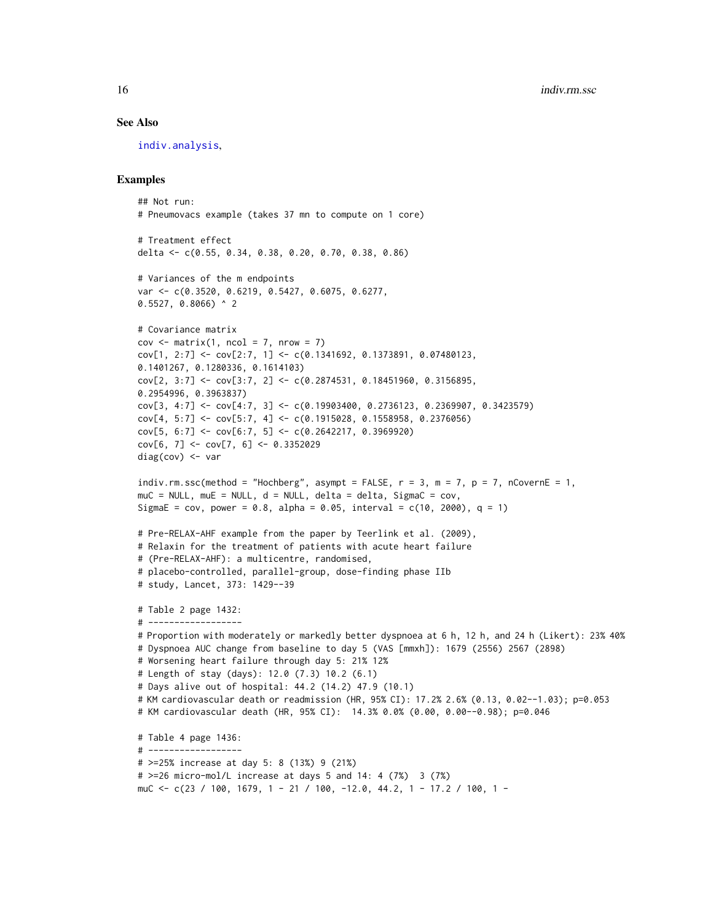### See Also

indiv.analysis,

### Examples

```
## Not run:
# Pneumovacs example (takes 37 mn to compute on 1 core)

# Treatment effect
delta <- c(0.55, 0.34, 0.38, 0.20, 0.70, 0.38, 0.86)

# Variances of the m endpoints
var <- c(0.3520, 0.6219, 0.5427, 0.6075, 0.6277,
0.5527, 0.8066) ^ 2

# Covariance matrix
cov <- matrix(1, ncol = 7, nrow = 7)
cov[1, 2:7] <- cov[2:7, 1] <- c(0.1341692, 0.1373891, 0.07480123,
0.1401267, 0.1280336, 0.1614103)
cov[2, 3:7] <- cov[3:7, 2] <- c(0.2874531, 0.18451960, 0.3156895,
0.2954996, 0.3963837)
cov[3, 4:7] <- cov[4:7, 3] <- c(0.19903400, 0.2736123, 0.2369907, 0.3423579)
cov[4, 5:7] <- cov[5:7, 4] <- c(0.1915028, 0.1558958, 0.2376056)
cov[5, 6:7] <- cov[6:7, 5] <- c(0.2642217, 0.3969920)
cov[6, 7] <- cov[7, 6] <- 0.3352029
diag(cov) <- var

indiv.rm.ssc(method = "Hochberg", asympt = FALSE, r = 3, m = 7, p = 7, nCovernE = 1,
muC = NULL, muE = NULL, d = NULL, delta = delta, SigmaC = cov,
SigmaE = cov, power = 0.8, alpha = 0.05, interval = c(10, 2000), q = 1)

# Pre-RELAX-AHF example from the paper by Teerlink et al. (2009),
# Relaxin for the treatment of patients with acute heart failure
# (Pre-RELAX-AHF): a multicentre, randomised,
# placebo-controlled, parallel-group, dose-finding phase IIb
# study, Lancet, 373: 1429--39

# Table 2 page 1432:
# ------------------
# Proportion with moderately or markedly better dyspnoea at 6 h, 12 h, and 24 h (Likert): 23% 40%
# Dyspnoea AUC change from baseline to day 5 (VAS [mmxh]): 1679 (2556) 2567 (2898)
# Worsening heart failure through day 5: 21% 12%
# Length of stay (days): 12.0 (7.3) 10.2 (6.1)
# Days alive out of hospital: 44.2 (14.2) 47.9 (10.1)
# KM cardiovascular death or readmission (HR, 95% CI): 17.2% 2.6% (0.13, 0.02--1.03); p=0.053
# KM cardiovascular death (HR, 95% CI):  14.3% 0.0% (0.00, 0.00--0.98); p=0.046

# Table 4 page 1436:
# ------------------
# >=25% increase at day 5: 8 (13%) 9 (21%)
# >=26 micro-mol/L increase at days 5 and 14: 4 (7%)  3 (7%)
muC <- c(23 / 100, 1679, 1 - 21 / 100, -12.0, 44.2, 1 - 17.2 / 100, 1 -
```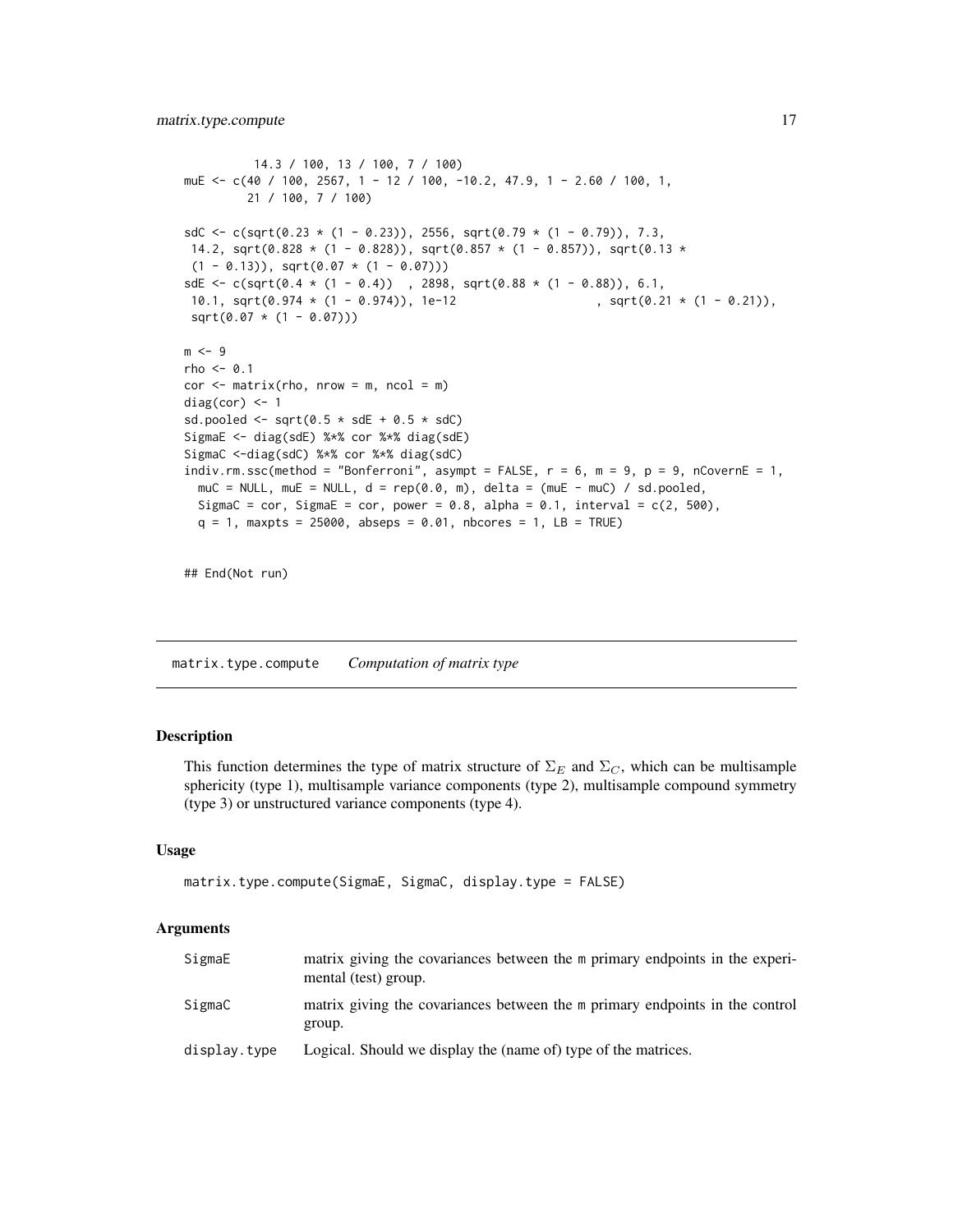```
         14.3 / 100, 13 / 100, 7 / 100)
muE <- c(40 / 100, 2567, 1 - 12 / 100, -10.2, 47.9, 1 - 2.60 / 100, 1,
         21 / 100, 7 / 100)

sdC <- c(sqrt(0.23 * (1 - 0.23)), 2556, sqrt(0.79 * (1 - 0.79)), 7.3,
 14.2, sqrt(0.828 * (1 - 0.828)), sqrt(0.857 * (1 - 0.857)), sqrt(0.13 *
 (1 - 0.13)), sqrt(0.07 * (1 - 0.07)))
sdE <- c(sqrt(0.4 * (1 - 0.4))  , 2898, sqrt(0.88 * (1 - 0.88)), 6.1,
 10.1, sqrt(0.974 * (1 - 0.974)), 1e-12                    , sqrt(0.21 * (1 - 0.21)),
 sqrt(0.07 * (1 - 0.07)))

m <- 9
rho <- 0.1
cor <- matrix(rho, nrow = m, ncol = m)
diag(cor) <- 1
sd.pooled <- sqrt(0.5 * sdE + 0.5 * sdC)
SigmaE <- diag(sdE) %*% cor %*% diag(sdE)
SigmaC <-diag(sdC) %*% cor %*% diag(sdC)
indiv.rm.ssc(method = "Bonferroni", asympt = FALSE, r = 6, m = 9, p = 9, nCovernE = 1,
  muC = NULL, muE = NULL, d = rep(0.0, m), delta = (muE - muC) / sd.pooled,
  SigmaC = cor, SigmaE = cor, power = 0.8, alpha = 0.1, interval = c(2, 500),
  q = 1, maxpts = 25000, abseps = 0.01, nbcores = 1, LB = TRUE)


## End(Not run)
```

## matrix.type.compute *Computation of matrix type*

### Description

This function determines the type of matrix structure of $\Sigma_E$ and $\Sigma_C$, which can be multisample sphericity (type 1), multisample variance components (type 2), multisample compound symmetry (type 3) or unstructured variance components (type 4).

### Usage

```
matrix.type.compute(SigmaE, SigmaC, display.type = FALSE)
```

### Arguments

| | |
|---|---|
| SigmaE | matrix giving the covariances between the m primary endpoints in the experimental (test) group. |
| SigmaC | matrix giving the covariances between the m primary endpoints in the control group. |
| display.type | Logical. Should we display the (name of) type of the matrices. |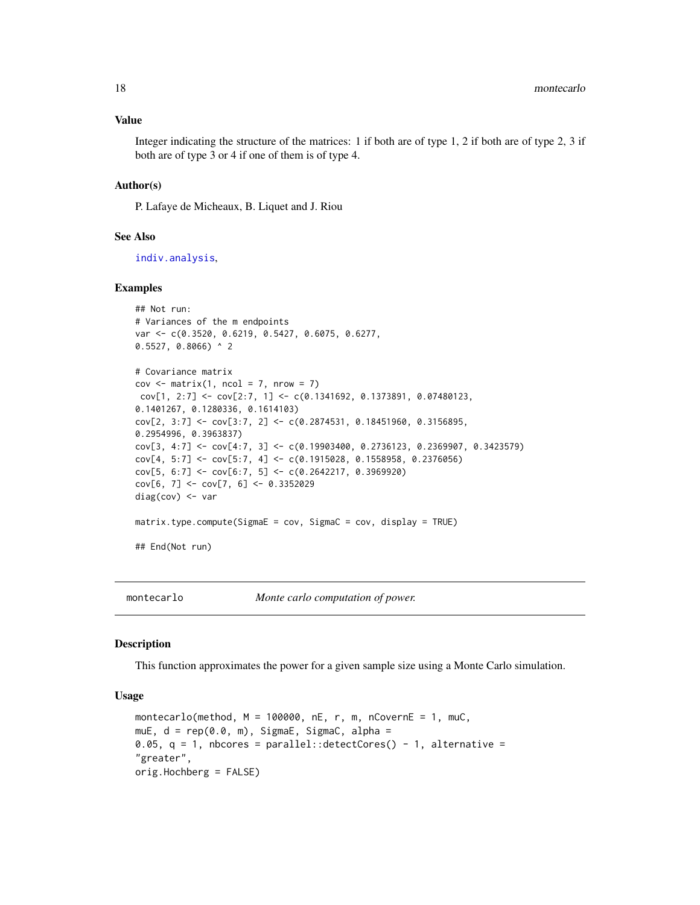## Value

Integer indicating the structure of the matrices: 1 if both are of type 1, 2 if both are of type 2, 3 if both are of type 3 or 4 if one of them is of type 4.

## Author(s)

P. Lafaye de Micheaux, B. Liquet and J. Riou

## See Also

indiv.analysis,

## Examples

```
## Not run:
# Variances of the m endpoints
var <- c(0.3520, 0.6219, 0.5427, 0.6075, 0.6277,
0.5527, 0.8066) ^ 2

# Covariance matrix
cov <- matrix(1, ncol = 7, nrow = 7)
 cov[1, 2:7] <- cov[2:7, 1] <- c(0.1341692, 0.1373891, 0.07480123,
0.1401267, 0.1280336, 0.1614103)
cov[2, 3:7] <- cov[3:7, 2] <- c(0.2874531, 0.18451960, 0.3156895,
0.2954996, 0.3963837)
cov[3, 4:7] <- cov[4:7, 3] <- c(0.19903400, 0.2736123, 0.2369907, 0.3423579)
cov[4, 5:7] <- cov[5:7, 4] <- c(0.1915028, 0.1558958, 0.2376056)
cov[5, 6:7] <- cov[6:7, 5] <- c(0.2642217, 0.3969920)
cov[6, 7] <- cov[7, 6] <- 0.3352029
diag(cov) <- var

matrix.type.compute(SigmaE = cov, SigmaC = cov, display = TRUE)

## End(Not run)
```

---

# montecarlo — *Monte carlo computation of power.*

---

## Description

This function approximates the power for a given sample size using a Monte Carlo simulation.

## Usage

```
montecarlo(method, M = 100000, nE, r, m, nCovernE = 1, muC,
muE, d = rep(0.0, m), SigmaE, SigmaC, alpha =
0.05, q = 1, nbcores = parallel::detectCores() - 1, alternative =
"greater",
orig.Hochberg = FALSE)
```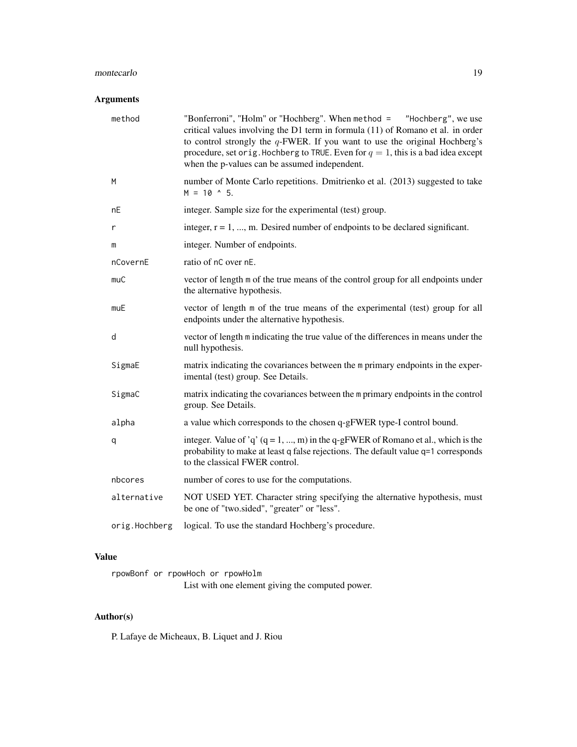## Arguments

| | |
|---|---|
| `method` | "Bonferroni", "Holm" or "Hochberg". When `method = "Hochberg"`, we use critical values involving the D1 term in formula (11) of Romano et al. in order to control strongly the $q$-FWER. If you want to use the original Hochberg's procedure, set `orig.Hochberg` to `TRUE`. Even for $q = 1$, this is a bad idea except when the p-values can be assumed independent. |
| `M` | number of Monte Carlo repetitions. Dmitrienko et al. (2013) suggested to take `M = 10 ^ 5`. |
| `nE` | integer. Sample size for the experimental (test) group. |
| `r` | integer, r = 1, ..., m. Desired number of endpoints to be declared significant. |
| `m` | integer. Number of endpoints. |
| `nCovernE` | ratio of `nC` over `nE`. |
| `muC` | vector of length `m` of the true means of the control group for all endpoints under the alternative hypothesis. |
| `muE` | vector of length `m` of the true means of the experimental (test) group for all endpoints under the alternative hypothesis. |
| `d` | vector of length `m` indicating the true value of the differences in means under the null hypothesis. |
| `SigmaE` | matrix indicating the covariances between the `m` primary endpoints in the experimental (test) group. See Details. |
| `SigmaC` | matrix indicating the covariances between the `m` primary endpoints in the control group. See Details. |
| `alpha` | a value which corresponds to the chosen q-gFWER type-I control bound. |
| `q` | integer. Value of 'q' (q = 1, ..., m) in the q-gFWER of Romano et al., which is the probability to make at least `q` false rejections. The default value q=1 corresponds to the classical FWER control. |
| `nbcores` | number of cores to use for the computations. |
| `alternative` | NOT USED YET. Character string specifying the alternative hypothesis, must be one of "two.sided", "greater" or "less". |
| `orig.Hochberg` | logical. To use the standard Hochberg's procedure. |

## Value

`rpowBonf or rpowHoch or rpowHolm`
List with one element giving the computed power.

## Author(s)

P. Lafaye de Micheaux, B. Liquet and J. Riou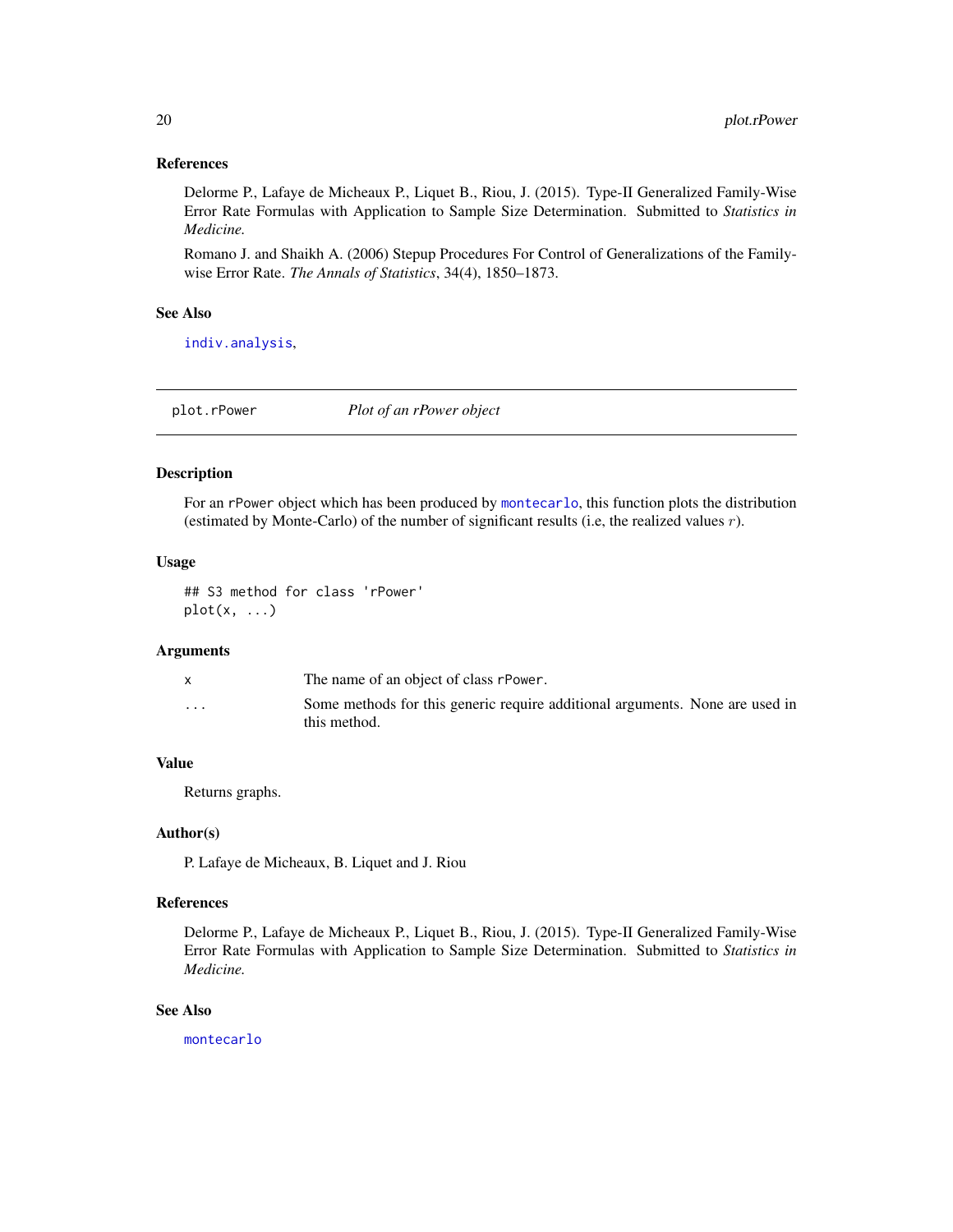### References

Delorme P., Lafaye de Micheaux P., Liquet B., Riou, J. (2015). Type-II Generalized Family-Wise Error Rate Formulas with Application to Sample Size Determination. Submitted to *Statistics in Medicine.*

Romano J. and Shaikh A. (2006) Stepup Procedures For Control of Generalizations of the Family-wise Error Rate. *The Annals of Statistics*, 34(4), 1850–1873.

### See Also

`indiv.analysis`,

---

## plot.rPower — *Plot of an rPower object*

---

### Description

For an `rPower` object which has been produced by `montecarlo`, this function plots the distribution (estimated by Monte-Carlo) of the number of significant results (i.e, the realized values $r$).

### Usage

```
## S3 method for class 'rPower'
plot(x, ...)
```

### Arguments

| | |
|---|---|
| `x` | The name of an object of class `rPower`. |
| `...` | Some methods for this generic require additional arguments. None are used in this method. |

### Value

Returns graphs.

### Author(s)

P. Lafaye de Micheaux, B. Liquet and J. Riou

### References

Delorme P., Lafaye de Micheaux P., Liquet B., Riou, J. (2015). Type-II Generalized Family-Wise Error Rate Formulas with Application to Sample Size Determination. Submitted to *Statistics in Medicine.*

### See Also

`montecarlo`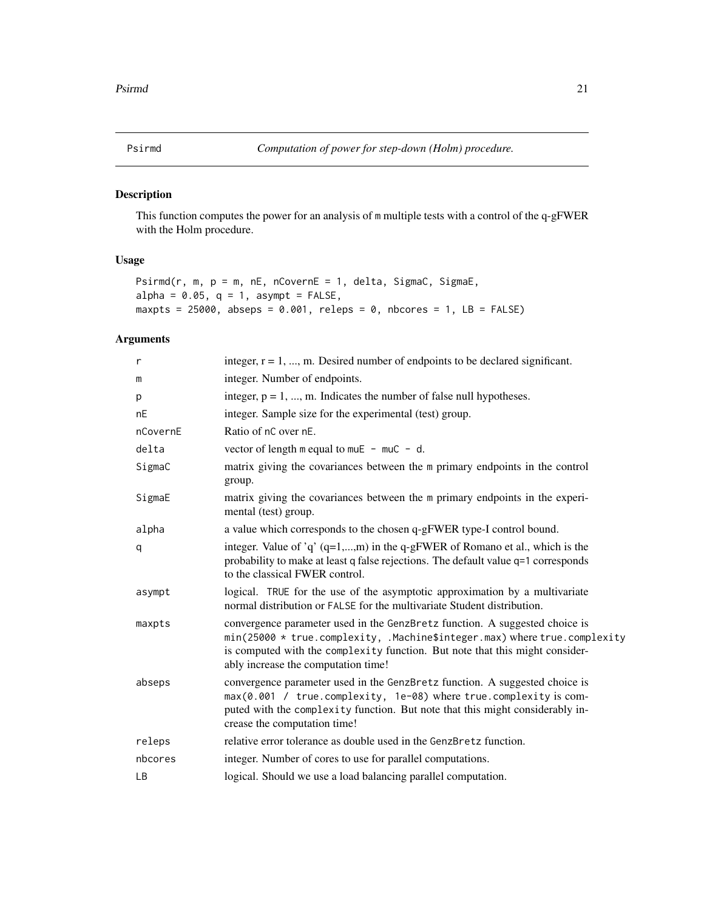Psirmd *Computation of power for step-down (Holm) procedure.*

## Description

This function computes the power for an analysis of m multiple tests with a control of the q-gFWER with the Holm procedure.

## Usage

```
Psirmd(r, m, p = m, nE, nCovernE = 1, delta, SigmaC, SigmaE,
alpha = 0.05, q = 1, asympt = FALSE,
maxpts = 25000, abseps = 0.001, releps = 0, nbcores = 1, LB = FALSE)
```

## Arguments

| | |
|---|---|
| r | integer, r = 1, ..., m. Desired number of endpoints to be declared significant. |
| m | integer. Number of endpoints. |
| p | integer, p = 1, ..., m. Indicates the number of false null hypotheses. |
| nE | integer. Sample size for the experimental (test) group. |
| nCovernE | Ratio of nC over nE. |
| delta | vector of length m equal to muE - muC - d. |
| SigmaC | matrix giving the covariances between the m primary endpoints in the control group. |
| SigmaE | matrix giving the covariances between the m primary endpoints in the experimental (test) group. |
| alpha | a value which corresponds to the chosen q-gFWER type-I control bound. |
| q | integer. Value of 'q' (q=1,...,m) in the q-gFWER of Romano et al., which is the probability to make at least q false rejections. The default value q=1 corresponds to the classical FWER control. |
| asympt | logical. TRUE for the use of the asymptotic approximation by a multivariate normal distribution or FALSE for the multivariate Student distribution. |
| maxpts | convergence parameter used in the GenzBretz function. A suggested choice is min(25000 * true.complexity, .Machine$integer.max) where true.complexity is computed with the complexity function. But note that this might considerably increase the computation time! |
| abseps | convergence parameter used in the GenzBretz function. A suggested choice is max(0.001 / true.complexity, 1e-08) where true.complexity is computed with the complexity function. But note that this might considerably increase the computation time! |
| releps | relative error tolerance as double used in the GenzBretz function. |
| nbcores | integer. Number of cores to use for parallel computations. |
| LB | logical. Should we use a load balancing parallel computation. |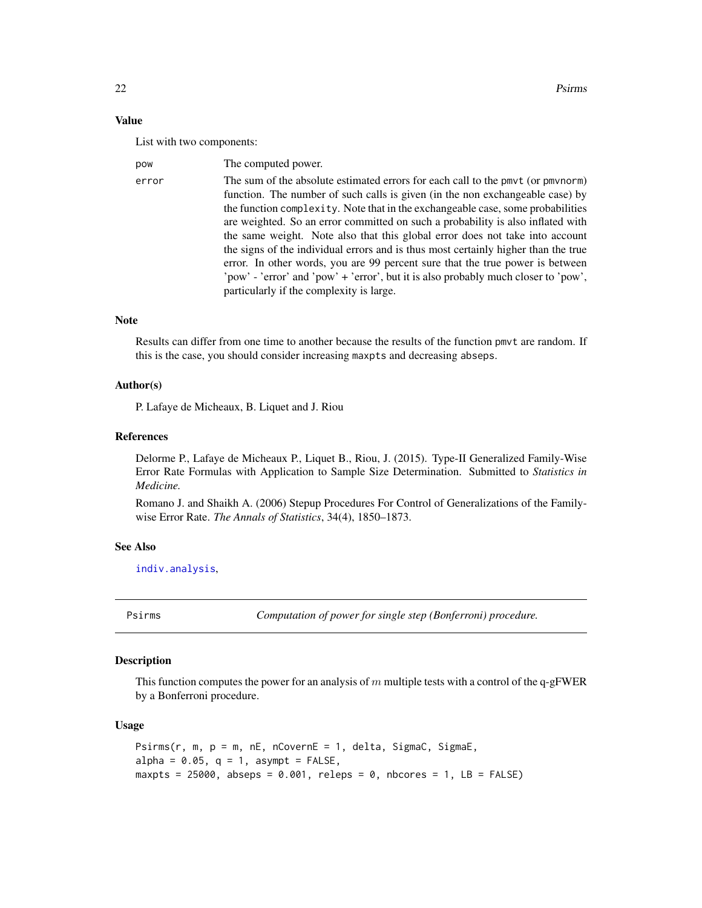### Value

List with two components:

- `pow` — The computed power.
- `error` — The sum of the absolute estimated errors for each call to the `pmvt` (or `pmvnorm`) function. The number of such calls is given (in the non exchangeable case) by the function `complexity`. Note that in the exchangeable case, some probabilities are weighted. So an error committed on such a probability is also inflated with the same weight. Note also that this global error does not take into account the signs of the individual errors and is thus most certainly higher than the true error. In other words, you are 99 percent sure that the true power is between 'pow' - 'error' and 'pow' + 'error', but it is also probably much closer to 'pow', particularly if the complexity is large.

### Note

Results can differ from one time to another because the results of the function `pmvt` are random. If this is the case, you should consider increasing `maxpts` and decreasing `abseps`.

### Author(s)

P. Lafaye de Micheaux, B. Liquet and J. Riou

### References

Delorme P., Lafaye de Micheaux P., Liquet B., Riou, J. (2015). Type-II Generalized Family-Wise Error Rate Formulas with Application to Sample Size Determination. Submitted to *Statistics in Medicine.*

Romano J. and Shaikh A. (2006) Stepup Procedures For Control of Generalizations of the Family-wise Error Rate. *The Annals of Statistics*, 34(4), 1850–1873.

### See Also

`indiv.analysis`,

---

## Psirms — *Computation of power for single step (Bonferroni) procedure.*

### Description

This function computes the power for an analysis of $m$ multiple tests with a control of the q-gFWER by a Bonferroni procedure.

### Usage

```
Psirms(r, m, p = m, nE, nCovernE = 1, delta, SigmaC, SigmaE,
alpha = 0.05, q = 1, asympt = FALSE,
maxpts = 25000, abseps = 0.001, releps = 0, nbcores = 1, LB = FALSE)
```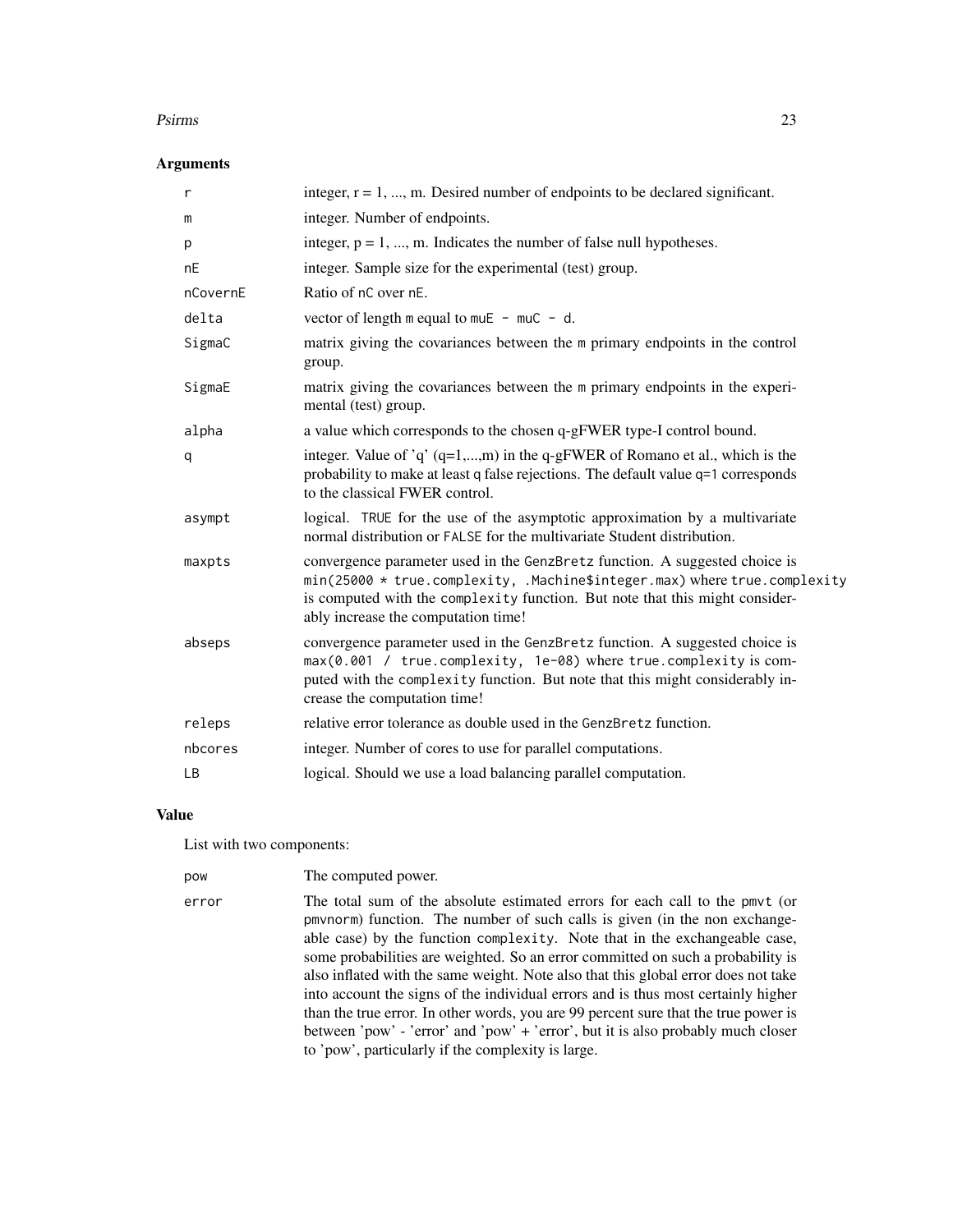### Arguments

| | |
|---|---|
| `r` | integer, r = 1, ..., m. Desired number of endpoints to be declared significant. |
| `m` | integer. Number of endpoints. |
| `p` | integer, p = 1, ..., m. Indicates the number of false null hypotheses. |
| `nE` | integer. Sample size for the experimental (test) group. |
| `nCovernE` | Ratio of `nC` over `nE`. |
| `delta` | vector of length `m` equal to `muE - muC - d`. |
| `SigmaC` | matrix giving the covariances between the `m` primary endpoints in the control group. |
| `SigmaE` | matrix giving the covariances between the `m` primary endpoints in the experimental (test) group. |
| `alpha` | a value which corresponds to the chosen q-gFWER type-I control bound. |
| `q` | integer. Value of 'q' (q=1,...,m) in the q-gFWER of Romano et al., which is the probability to make at least `q` false rejections. The default value `q=1` corresponds to the classical FWER control. |
| `asympt` | logical. `TRUE` for the use of the asymptotic approximation by a multivariate normal distribution or `FALSE` for the multivariate Student distribution. |
| `maxpts` | convergence parameter used in the `GenzBretz` function. A suggested choice is `min(25000 * true.complexity, .Machine$integer.max)` where `true.complexity` is computed with the `complexity` function. But note that this might considerably increase the computation time! |
| `abseps` | convergence parameter used in the `GenzBretz` function. A suggested choice is `max(0.001 / true.complexity, 1e-08)` where `true.complexity` is computed with the `complexity` function. But note that this might considerably increase the computation time! |
| `releps` | relative error tolerance as double used in the `GenzBretz` function. |
| `nbcores` | integer. Number of cores to use for parallel computations. |
| `LB` | logical. Should we use a load balancing parallel computation. |

### Value

List with two components:

| | |
|---|---|
| `pow` | The computed power. |
| `error` | The total sum of the absolute estimated errors for each call to the `pmvt` (or `pmvnorm`) function. The number of such calls is given (in the non exchangeable case) by the function `complexity`. Note that in the exchangeable case, some probabilities are weighted. So an error committed on such a probability is also inflated with the same weight. Note also that this global error does not take into account the signs of the individual errors and is thus most certainly higher than the true error. In other words, you are 99 percent sure that the true power is between 'pow' - 'error' and 'pow' + 'error', but it is also probably much closer to 'pow', particularly if the complexity is large. |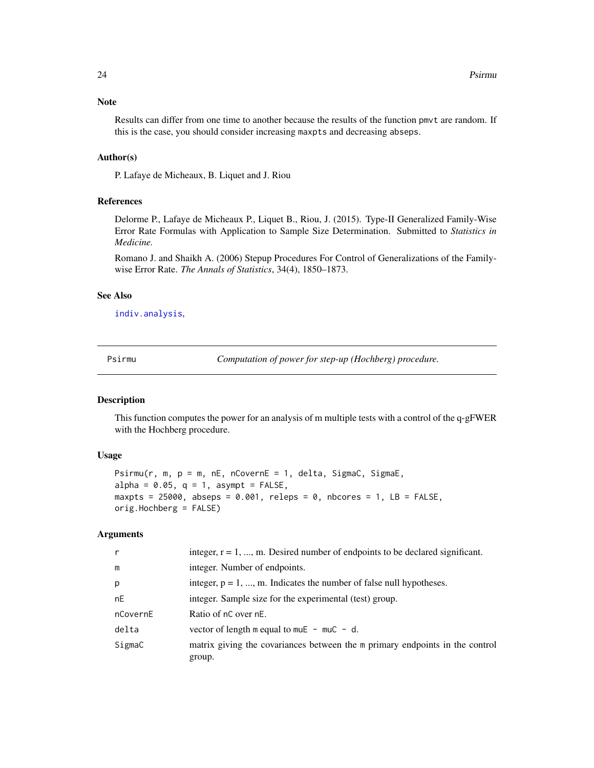## Note

Results can differ from one time to another because the results of the function pmvt are random. If this is the case, you should consider increasing maxpts and decreasing abseps.

## Author(s)

P. Lafaye de Micheaux, B. Liquet and J. Riou

## References

Delorme P., Lafaye de Micheaux P., Liquet B., Riou, J. (2015). Type-II Generalized Family-Wise Error Rate Formulas with Application to Sample Size Determination. Submitted to *Statistics in Medicine*.

Romano J. and Shaikh A. (2006) Stepup Procedures For Control of Generalizations of the Family-wise Error Rate. *The Annals of Statistics*, 34(4), 1850–1873.

## See Also

indiv.analysis,

---

# Psirmu — *Computation of power for step-up (Hochberg) procedure.*

## Description

This function computes the power for an analysis of m multiple tests with a control of the q-gFWER with the Hochberg procedure.

## Usage

```
Psirmu(r, m, p = m, nE, nCovernE = 1, delta, SigmaC, SigmaE,
alpha = 0.05, q = 1, asympt = FALSE,
maxpts = 25000, abseps = 0.001, releps = 0, nbcores = 1, LB = FALSE,
orig.Hochberg = FALSE)
```

## Arguments

| | |
|---|---|
| r | integer, r = 1, ..., m. Desired number of endpoints to be declared significant. |
| m | integer. Number of endpoints. |
| p | integer, p = 1, ..., m. Indicates the number of false null hypotheses. |
| nE | integer. Sample size for the experimental (test) group. |
| nCovernE | Ratio of nC over nE. |
| delta | vector of length m equal to muE - muC - d. |
| SigmaC | matrix giving the covariances between the m primary endpoints in the control group. |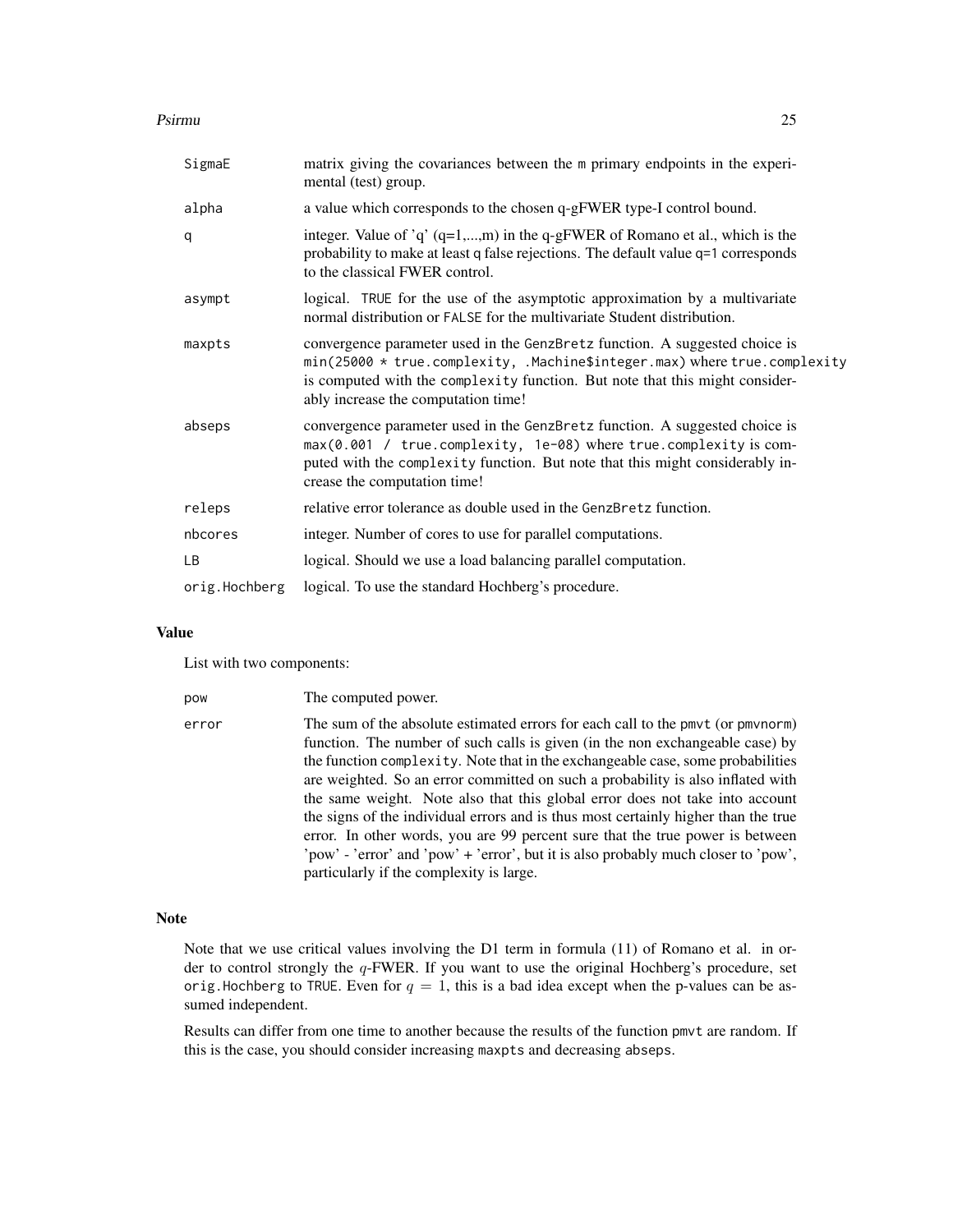| | |
|---|---|
| `SigmaE` | matrix giving the covariances between the m primary endpoints in the experimental (test) group. |
| `alpha` | a value which corresponds to the chosen q-gFWER type-I control bound. |
| `q` | integer. Value of 'q' (q=1,...,m) in the q-gFWER of Romano et al., which is the probability to make at least q false rejections. The default value `q=1` corresponds to the classical FWER control. |
| `asympt` | logical. `TRUE` for the use of the asymptotic approximation by a multivariate normal distribution or `FALSE` for the multivariate Student distribution. |
| `maxpts` | convergence parameter used in the `GenzBretz` function. A suggested choice is `min(25000 * true.complexity, .Machine$integer.max)` where `true.complexity` is computed with the `complexity` function. But note that this might considerably increase the computation time! |
| `abseps` | convergence parameter used in the `GenzBretz` function. A suggested choice is `max(0.001 / true.complexity, 1e-08)` where `true.complexity` is computed with the `complexity` function. But note that this might considerably increase the computation time! |
| `releps` | relative error tolerance as double used in the `GenzBretz` function. |
| `nbcores` | integer. Number of cores to use for parallel computations. |
| `LB` | logical. Should we use a load balancing parallel computation. |
| `orig.Hochberg` | logical. To use the standard Hochberg's procedure. |

## Value

List with two components:

| | |
|---|---|
| `pow` | The computed power. |
| `error` | The sum of the absolute estimated errors for each call to the pmvt (or pmvnorm) function. The number of such calls is given (in the non exchangeable case) by the function `complexity`. Note that in the exchangeable case, some probabilities are weighted. So an error committed on such a probability is also inflated with the same weight. Note also that this global error does not take into account the signs of the individual errors and is thus most certainly higher than the true error. In other words, you are 99 percent sure that the true power is between 'pow' - 'error' and 'pow' + 'error', but it is also probably much closer to 'pow', particularly if the complexity is large. |

## Note

Note that we use critical values involving the D1 term in formula (11) of Romano et al. in order to control strongly the $q$-FWER. If you want to use the original Hochberg's procedure, set `orig.Hochberg` to `TRUE`. Even for $q = 1$, this is a bad idea except when the p-values can be assumed independent.

Results can differ from one time to another because the results of the function `pmvt` are random. If this is the case, you should consider increasing `maxpts` and decreasing `abseps`.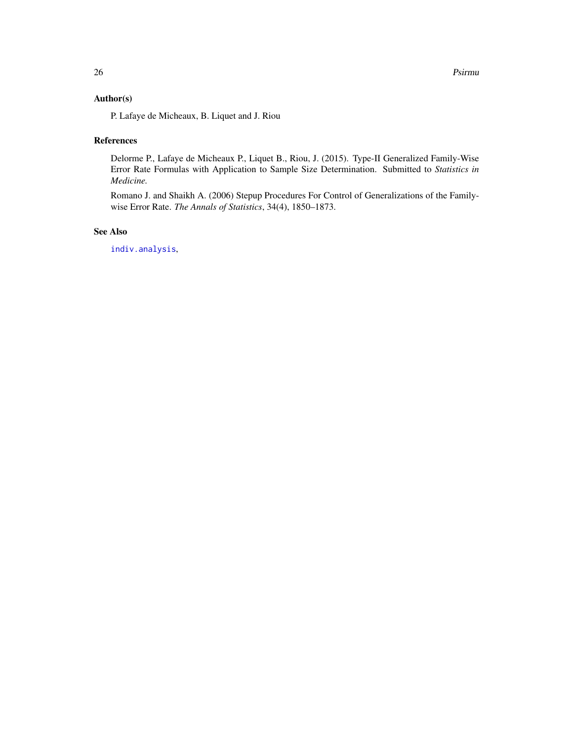## Author(s)

P. Lafaye de Micheaux, B. Liquet and J. Riou

## References

Delorme P., Lafaye de Micheaux P., Liquet B., Riou, J. (2015). Type-II Generalized Family-Wise Error Rate Formulas with Application to Sample Size Determination. Submitted to *Statistics in Medicine.*

Romano J. and Shaikh A. (2006) Stepup Procedures For Control of Generalizations of the Family-wise Error Rate. *The Annals of Statistics*, 34(4), 1850–1873.

## See Also

`indiv.analysis`,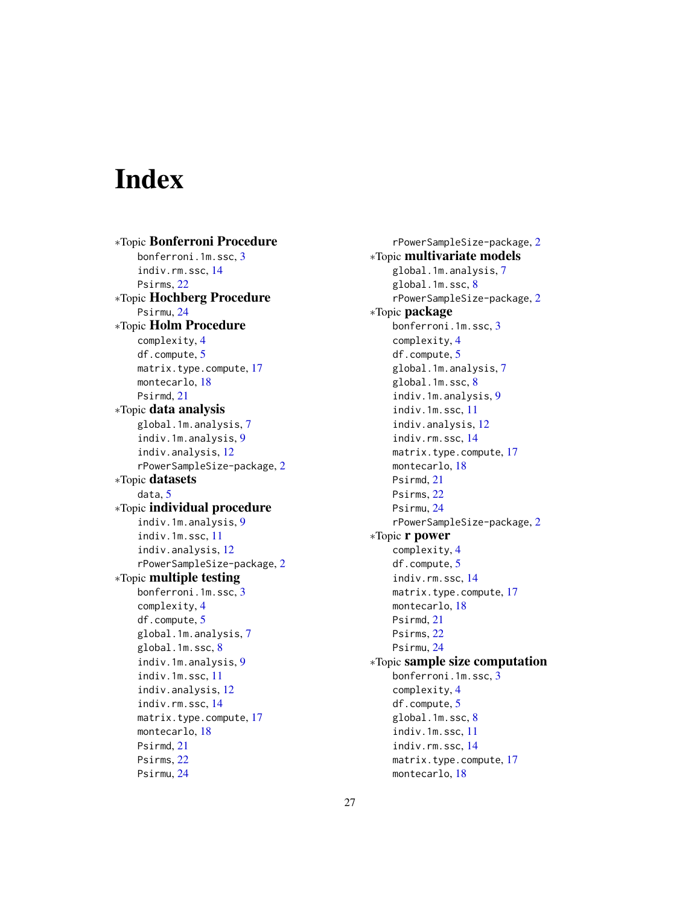# Index

∗Topic **Bonferroni Procedure**
- bonferroni.1m.ssc, 3
- indiv.rm.ssc, 14
- Psirms, 22

∗Topic **Hochberg Procedure**
- Psirmu, 24

∗Topic **Holm Procedure**
- complexity, 4
- df.compute, 5
- matrix.type.compute, 17
- montecarlo, 18
- Psirmd, 21

∗Topic **data analysis**
- global.1m.analysis, 7
- indiv.1m.analysis, 9
- indiv.analysis, 12
- rPowerSampleSize-package, 2

∗Topic **datasets**
- data, 5

∗Topic **individual procedure**
- indiv.1m.analysis, 9
- indiv.1m.ssc, 11
- indiv.analysis, 12
- rPowerSampleSize-package, 2

∗Topic **multiple testing**
- bonferroni.1m.ssc, 3
- complexity, 4
- df.compute, 5
- global.1m.analysis, 7
- global.1m.ssc, 8
- indiv.1m.analysis, 9
- indiv.1m.ssc, 11
- indiv.analysis, 12
- indiv.rm.ssc, 14
- matrix.type.compute, 17
- montecarlo, 18
- Psirmd, 21
- Psirms, 22
- Psirmu, 24
- rPowerSampleSize-package, 2

∗Topic **multivariate models**
- global.1m.analysis, 7
- global.1m.ssc, 8
- rPowerSampleSize-package, 2

∗Topic **package**
- bonferroni.1m.ssc, 3
- complexity, 4
- df.compute, 5
- global.1m.analysis, 7
- global.1m.ssc, 8
- indiv.1m.analysis, 9
- indiv.1m.ssc, 11
- indiv.analysis, 12
- indiv.rm.ssc, 14
- matrix.type.compute, 17
- montecarlo, 18
- Psirmd, 21
- Psirms, 22
- Psirmu, 24
- rPowerSampleSize-package, 2

∗Topic **r power**
- complexity, 4
- df.compute, 5
- indiv.rm.ssc, 14
- matrix.type.compute, 17
- montecarlo, 18
- Psirmd, 21
- Psirms, 22
- Psirmu, 24

∗Topic **sample size computation**
- bonferroni.1m.ssc, 3
- complexity, 4
- df.compute, 5
- global.1m.ssc, 8
- indiv.1m.ssc, 11
- indiv.rm.ssc, 14
- matrix.type.compute, 17
- montecarlo, 18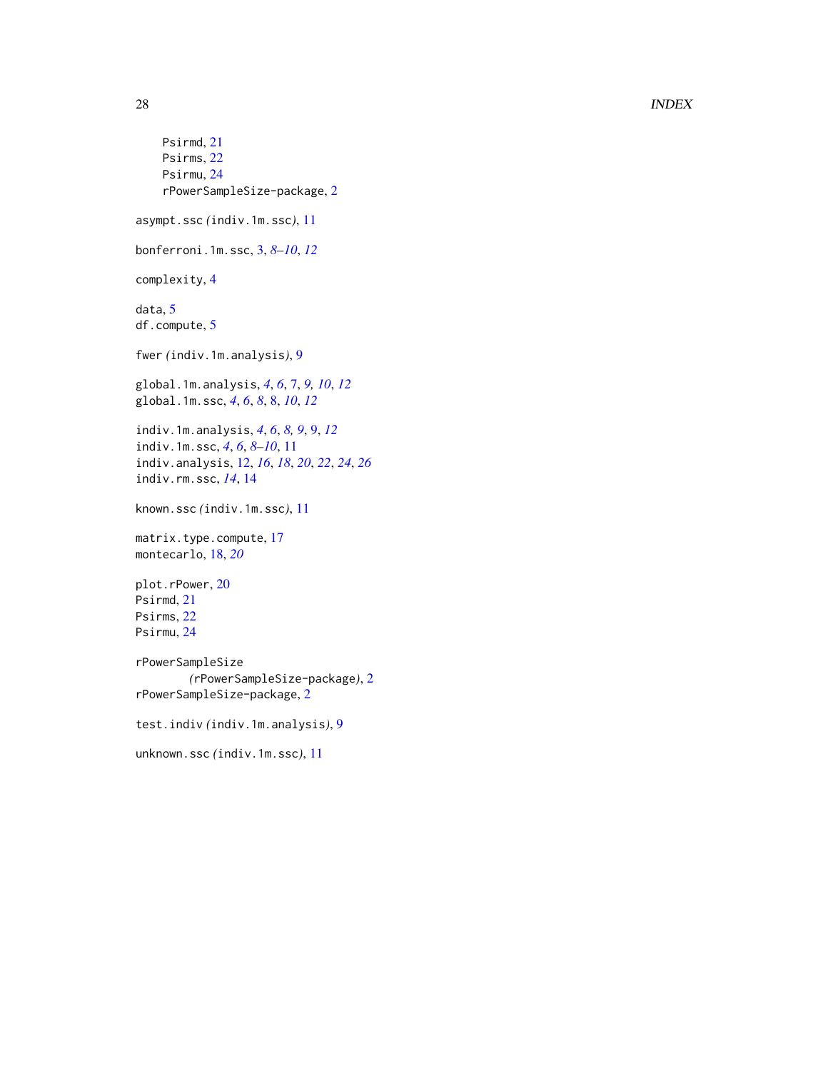Psirmd, 21
Psirms, 22
Psirmu, 24
rPowerSampleSize-package, 2

asympt.ssc *(*indiv.1m.ssc*)*, 11

bonferroni.1m.ssc, 3, *8–10*, *12*

complexity, 4

data, 5
df.compute, 5

fwer *(*indiv.1m.analysis*)*, 9

global.1m.analysis, *4*, *6*, 7, *9, 10*, *12*
global.1m.ssc, *4*, *6*, *8*, 8, *10*, *12*

indiv.1m.analysis, *4*, *6*, *8, 9*, 9, *12*
indiv.1m.ssc, *4*, *6*, *8–10*, 11
indiv.analysis, 12, *16*, *18*, *20*, *22*, *24*, *26*
indiv.rm.ssc, *14*, 14

known.ssc *(*indiv.1m.ssc*)*, 11

matrix.type.compute, 17
montecarlo, 18, *20*

plot.rPower, 20
Psirmd, 21
Psirms, 22
Psirmu, 24

rPowerSampleSize
    *(*rPowerSampleSize-package*)*, 2
rPowerSampleSize-package, 2

test.indiv *(*indiv.1m.analysis*)*, 9

unknown.ssc *(*indiv.1m.ssc*)*, 11